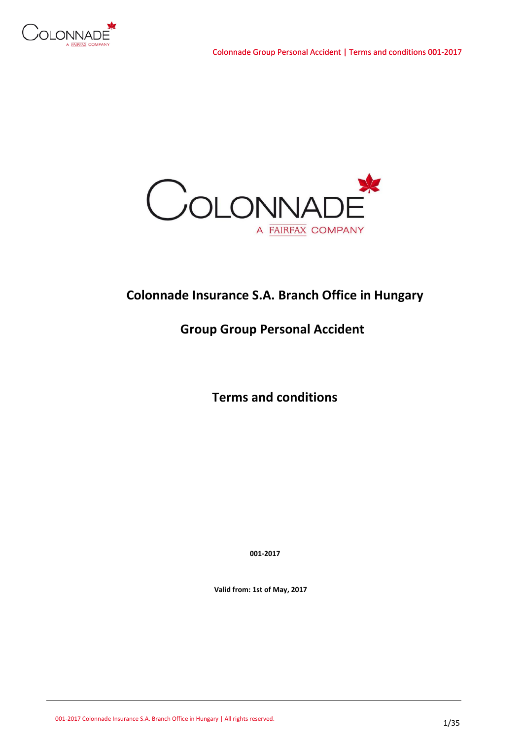# Colonnade Insurance S.A. Branch Office in Hungary

## Group Group Personal Accident

## Terms and conditions

**001-2017**

**Valid from: 1st of May, 2017**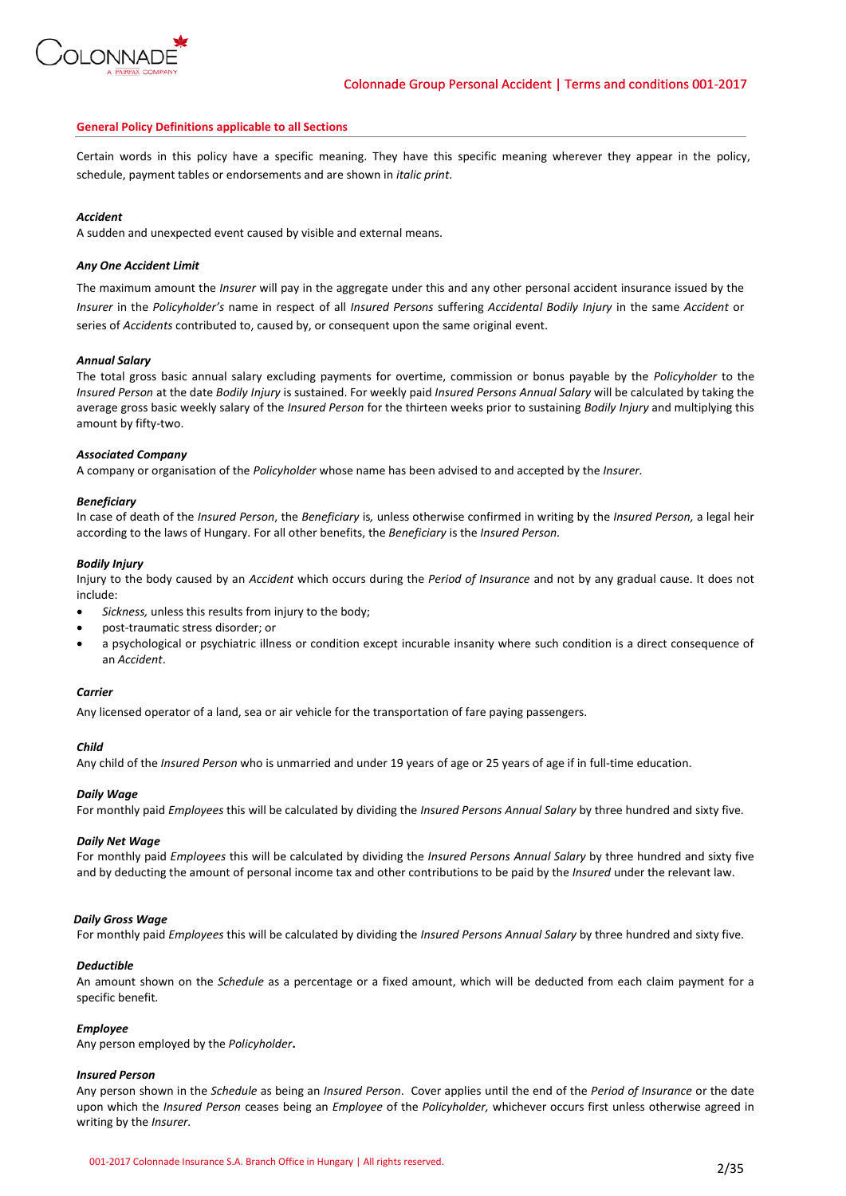## General Policy Definitions applicable to all Sections

Certain words in this policy have a specific meaning. They have this specific meaning wherever they appear in the policy, schedule, payment tables or endorsements and are shown in *italic print*.

***Accident***
A sudden and unexpected event caused by visible and external means.

***Any One Accident Limit***

The maximum amount the *Insurer* will pay in the aggregate under this and any other personal accident insurance issued by the *Insurer* in the *Policyholder's* name in respect of all *Insured Persons* suffering *Accidental Bodily Injury* in the same *Accident* or series of *Accidents* contributed to, caused by, or consequent upon the same original event.

***Annual Salary***
The total gross basic annual salary excluding payments for overtime, commission or bonus payable by the *Policyholder* to the *Insured Person* at the date *Bodily Injury* is sustained. For weekly paid *Insured Persons Annual Salary* will be calculated by taking the average gross basic weekly salary of the *Insured Person* for the thirteen weeks prior to sustaining *Bodily Injury* and multiplying this amount by fifty-two.

***Associated Company***
A company or organisation of the *Policyholder* whose name has been advised to and accepted by the *Insurer.*

***Beneficiary***
In case of death of the *Insured Person*, the *Beneficiary* is*,* unless otherwise confirmed in writing by the *Insured Person,* a legal heir according to the laws of Hungary. For all other benefits, the *Beneficiary* is the *Insured Person.*

***Bodily Injury***
Injury to the body caused by an *Accident* which occurs during the *Period of Insurance* and not by any gradual cause. It does not include:

- *Sickness,* unless this results from injury to the body;
- post-traumatic stress disorder; or
- a psychological or psychiatric illness or condition except incurable insanity where such condition is a direct consequence of an *Accident*.

***Carrier***

Any licensed operator of a land, sea or air vehicle for the transportation of fare paying passengers.

***Child***
Any child of the *Insured Person* who is unmarried and under 19 years of age or 25 years of age if in full-time education.

***Daily Wage***
For monthly paid *Employees* this will be calculated by dividing the *Insured Persons Annual Salary* by three hundred and sixty five.

***Daily Net Wage***
For monthly paid *Employees* this will be calculated by dividing the *Insured Persons Annual Salary* by three hundred and sixty five and by deducting the amount of personal income tax and other contributions to be paid by the *Insured* under the relevant law.

***Daily Gross Wage***
For monthly paid *Employees* this will be calculated by dividing the *Insured Persons Annual Salary* by three hundred and sixty five.

***Deductible***
An amount shown on the *Schedule* as a percentage or a fixed amount, which will be deducted from each claim payment for a specific benefit.

***Employee***
Any person employed by the *Policyholder***.**

***Insured Person***
Any person shown in the *Schedule* as being an *Insured Person*. Cover applies until the end of the *Period of Insurance* or the date upon which the *Insured Person* ceases being an *Employee* of the *Policyholder,* whichever occurs first unless otherwise agreed in writing by the *Insurer.*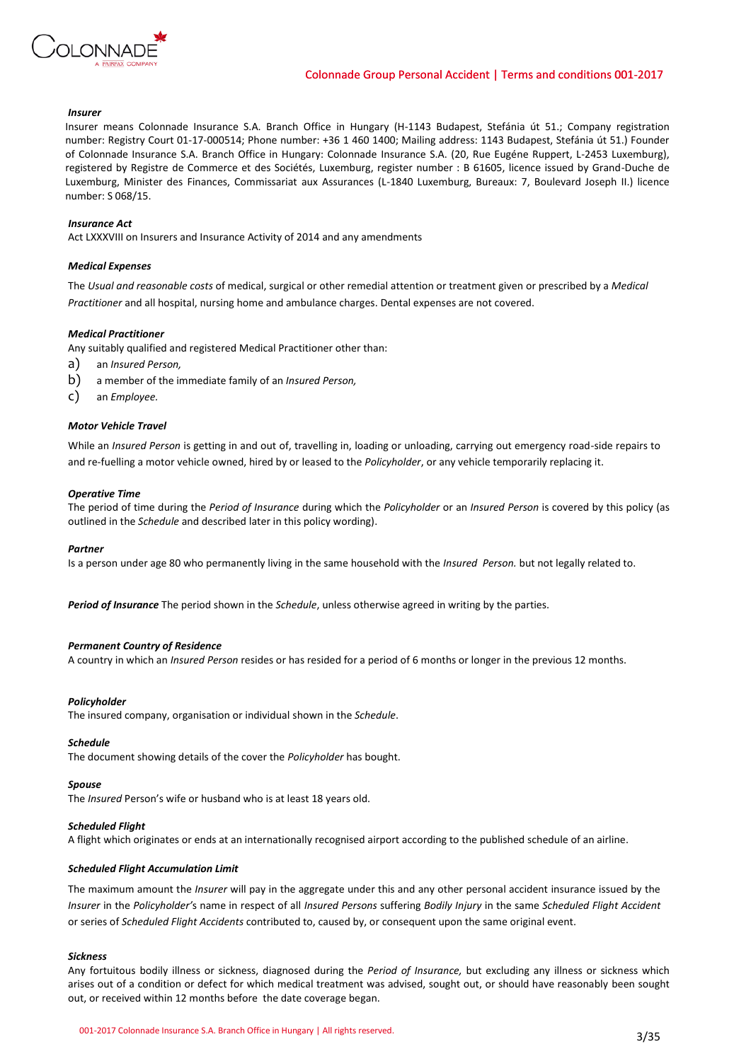***Insurer***

Insurer means Colonnade Insurance S.A. Branch Office in Hungary (H-1143 Budapest, Stefánia út 51.; Company registration number: Registry Court 01-17-000514; Phone number: +36 1 460 1400; Mailing address: 1143 Budapest, Stefánia út 51.) Founder of Colonnade Insurance S.A. Branch Office in Hungary: Colonnade Insurance S.A. (20, Rue Eugéne Ruppert, L-2453 Luxemburg), registered by Registre de Commerce et des Sociétés, Luxemburg, register number : B 61605, licence issued by Grand-Duche de Luxemburg, Minister des Finances, Commissariat aux Assurances (L-1840 Luxemburg, Bureaux: 7, Boulevard Joseph II.) licence number: S 068/15.

***Insurance Act***

Act LXXXVIII on Insurers and Insurance Activity of 2014 and any amendments

***Medical Expenses***

The *Usual and reasonable costs* of medical, surgical or other remedial attention or treatment given or prescribed by a *Medical Practitioner* and all hospital, nursing home and ambulance charges. Dental expenses are not covered.

***Medical Practitioner***

Any suitably qualified and registered Medical Practitioner other than:

a) an *Insured Person,*
b) a member of the immediate family of an *Insured Person,*
c) an *Employee.*

***Motor Vehicle Travel***

While an *Insured Person* is getting in and out of, travelling in, loading or unloading, carrying out emergency road-side repairs to and re-fuelling a motor vehicle owned, hired by or leased to the *Policyholder*, or any vehicle temporarily replacing it.

***Operative Time***

The period of time during the *Period of Insurance* during which the *Policyholder* or an *Insured Person* is covered by this policy (as outlined in the *Schedule* and described later in this policy wording).

***Partner***

Is a person under age 80 who permanently living in the same household with the *Insured Person.* but not legally related to.

***Period of Insurance*** The period shown in the *Schedule*, unless otherwise agreed in writing by the parties.

***Permanent Country of Residence***

A country in which an *Insured Person* resides or has resided for a period of 6 months or longer in the previous 12 months.

***Policyholder***

The insured company, organisation or individual shown in the *Schedule*.

***Schedule***

The document showing details of the cover the *Policyholder* has bought.

***Spouse***

The *Insured* Person's wife or husband who is at least 18 years old.

***Scheduled Flight***

A flight which originates or ends at an internationally recognised airport according to the published schedule of an airline.

***Scheduled Flight Accumulation Limit***

The maximum amount the *Insurer* will pay in the aggregate under this and any other personal accident insurance issued by the *Insurer* in the *Policyholder's* name in respect of all *Insured Persons* suffering *Bodily Injury* in the same *Scheduled Flight Accident* or series of *Scheduled Flight Accidents* contributed to, caused by, or consequent upon the same original event.

***Sickness***

Any fortuitous bodily illness or sickness, diagnosed during the *Period of Insurance,* but excluding any illness or sickness which arises out of a condition or defect for which medical treatment was advised, sought out, or should have reasonably been sought out, or received within 12 months before the date coverage began.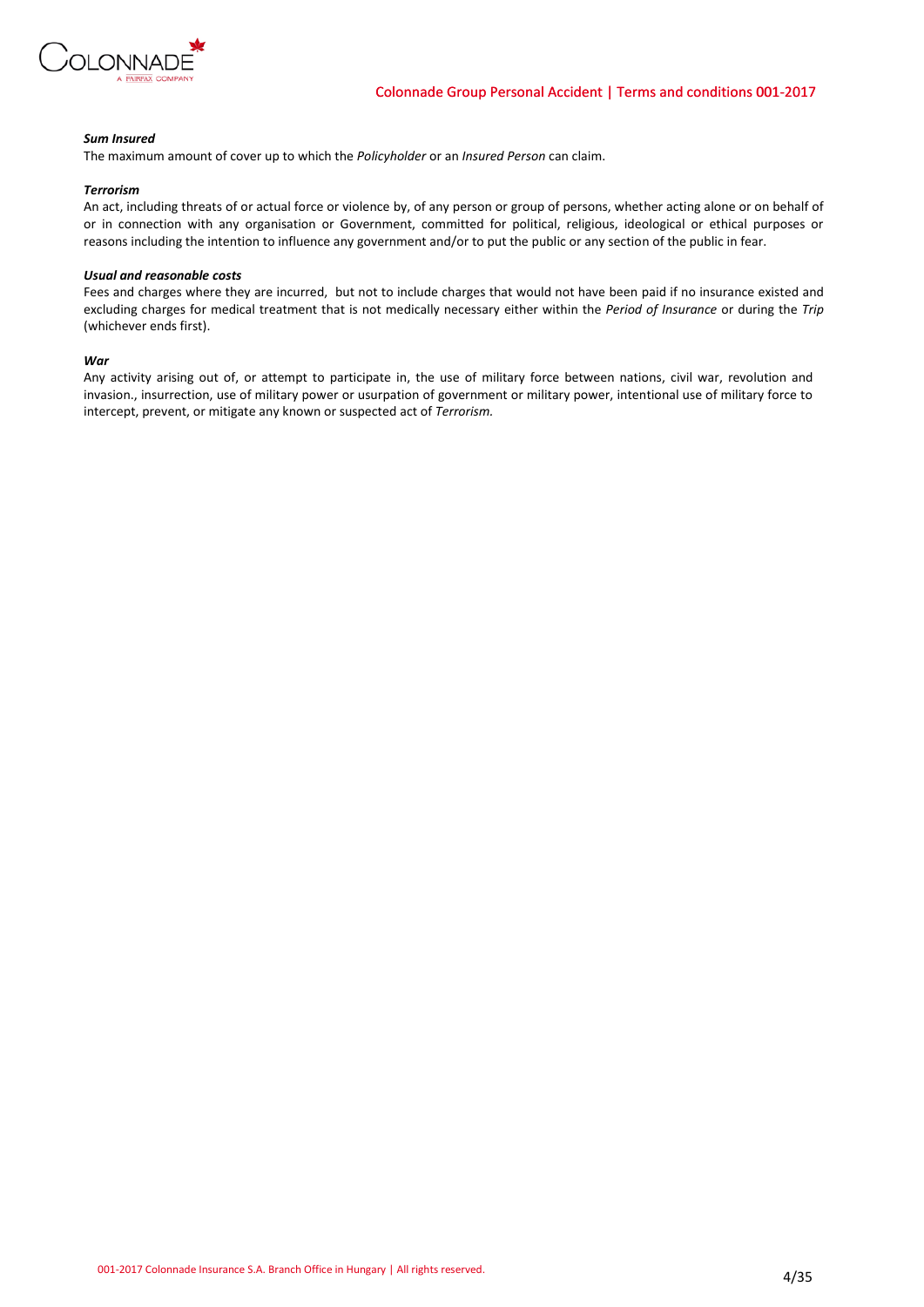***Sum Insured***

The maximum amount of cover up to which the *Policyholder* or an *Insured Person* can claim.

***Terrorism***

An act, including threats of or actual force or violence by, of any person or group of persons, whether acting alone or on behalf of or in connection with any organisation or Government, committed for political, religious, ideological or ethical purposes or reasons including the intention to influence any government and/or to put the public or any section of the public in fear.

***Usual and reasonable costs***

Fees and charges where they are incurred, but not to include charges that would not have been paid if no insurance existed and excluding charges for medical treatment that is not medically necessary either within the *Period of Insurance* or during the *Trip* (whichever ends first).

***War***

Any activity arising out of, or attempt to participate in, the use of military force between nations, civil war, revolution and invasion., insurrection, use of military power or usurpation of government or military power, intentional use of military force to intercept, prevent, or mitigate any known or suspected act of *Terrorism*.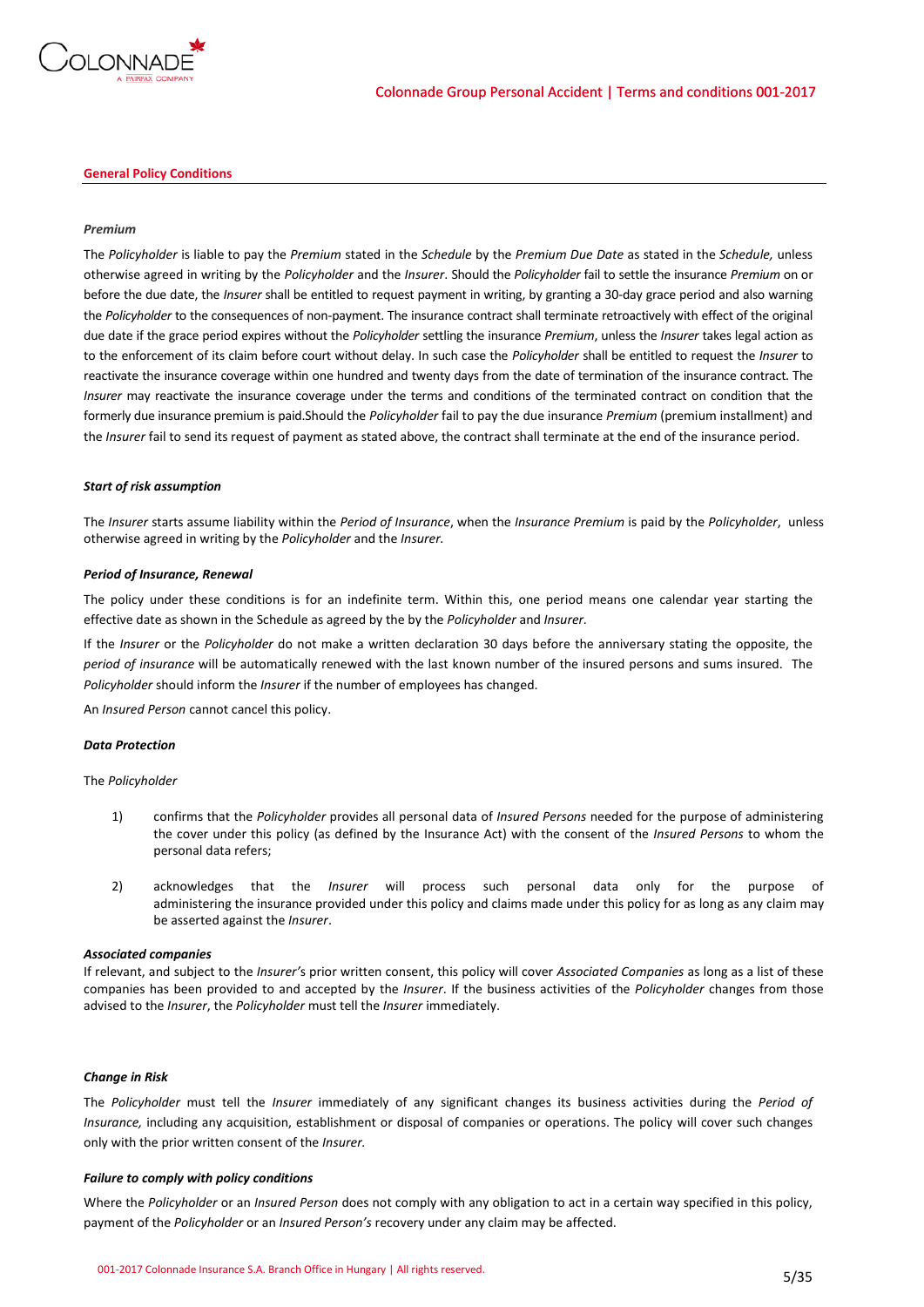## General Policy Conditions

***Premium***

The *Policyholder* is liable to pay the *Premium* stated in the *Schedule* by the *Premium Due Date* as stated in the *Schedule,* unless otherwise agreed in writing by the *Policyholder* and the *Insurer*. Should the *Policyholder* fail to settle the insurance *Premium* on or before the due date, the *Insurer* shall be entitled to request payment in writing, by granting a 30-day grace period and also warning the *Policyholder* to the consequences of non-payment. The insurance contract shall terminate retroactively with effect of the original due date if the grace period expires without the *Policyholder* settling the insurance *Premium*, unless the *Insurer* takes legal action as to the enforcement of its claim before court without delay. In such case the *Policyholder* shall be entitled to request the *Insurer* to reactivate the insurance coverage within one hundred and twenty days from the date of termination of the insurance contract. The *Insurer* may reactivate the insurance coverage under the terms and conditions of the terminated contract on condition that the formerly due insurance premium is paid.Should the *Policyholder* fail to pay the due insurance *Premium* (premium installment) and the *Insurer* fail to send its request of payment as stated above, the contract shall terminate at the end of the insurance period.

***Start of risk assumption***

The *Insurer* starts assume liability within the *Period of Insurance*, when the *Insurance Premium* is paid by the *Policyholder*, unless otherwise agreed in writing by the *Policyholder* and the *Insurer.*

***Period of Insurance, Renewal***

The policy under these conditions is for an indefinite term. Within this, one period means one calendar year starting the effective date as shown in the Schedule as agreed by the by the *Policyholder* and *Insurer.*

If the *Insurer* or the *Policyholder* do not make a written declaration 30 days before the anniversary stating the opposite, the *period of insurance* will be automatically renewed with the last known number of the insured persons and sums insured. The *Policyholder* should inform the *Insurer* if the number of employees has changed.

An *Insured Person* cannot cancel this policy.

***Data Protection***

The *Policyholder*

1) confirms that the *Policyholder* provides all personal data of *Insured Persons* needed for the purpose of administering the cover under this policy (as defined by the Insurance Act) with the consent of the *Insured Persons* to whom the personal data refers;

2) acknowledges that the *Insurer* will process such personal data only for the purpose of administering the insurance provided under this policy and claims made under this policy for as long as any claim may be asserted against the *Insurer*.

***Associated companies***

If relevant, and subject to the *Insurer's* prior written consent, this policy will cover *Associated Companies* as long as a list of these companies has been provided to and accepted by the *Insurer*. If the business activities of the *Policyholder* changes from those advised to the *Insurer*, the *Policyholder* must tell the *Insurer* immediately.

***Change in Risk***

The *Policyholder* must tell the *Insurer* immediately of any significant changes its business activities during the *Period of Insurance,* including any acquisition, establishment or disposal of companies or operations. The policy will cover such changes only with the prior written consent of the *Insurer.*

***Failure to comply with policy conditions***

Where the *Policyholder* or an *Insured Person* does not comply with any obligation to act in a certain way specified in this policy, payment of the *Policyholder* or an *Insured Person's* recovery under any claim may be affected.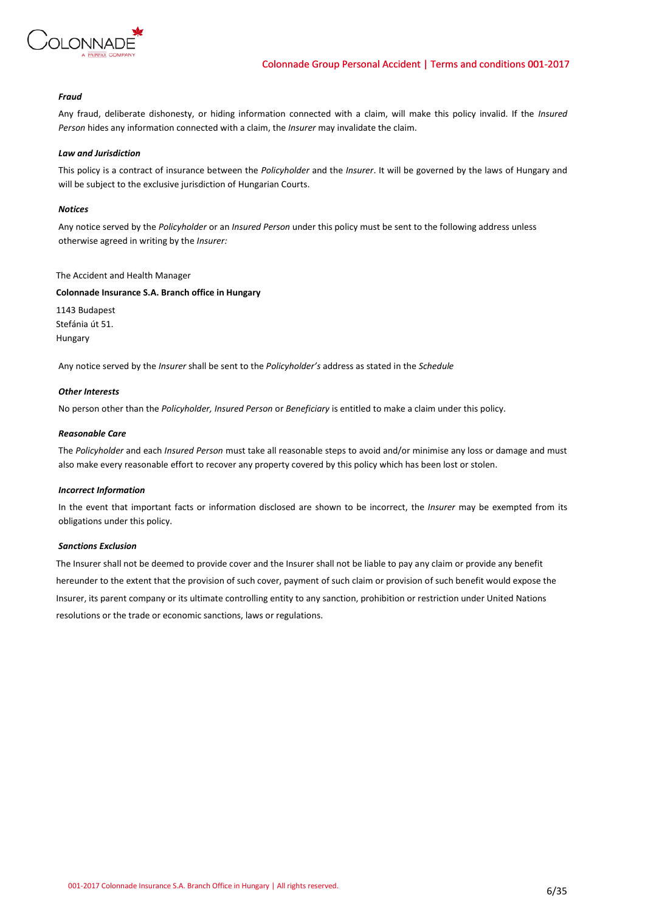***Fraud***

Any fraud, deliberate dishonesty, or hiding information connected with a claim, will make this policy invalid. If the *Insured Person* hides any information connected with a claim, the *Insurer* may invalidate the claim.

***Law and Jurisdiction***

This policy is a contract of insurance between the *Policyholder* and the *Insurer*. It will be governed by the laws of Hungary and will be subject to the exclusive jurisdiction of Hungarian Courts.

***Notices***

Any notice served by the *Policyholder* or an *Insured Person* under this policy must be sent to the following address unless otherwise agreed in writing by the *Insurer:*

The Accident and Health Manager

**Colonnade Insurance S.A. Branch office in Hungary**

1143 Budapest
Stefánia út 51.
Hungary

Any notice served by the *Insurer* shall be sent to the *Policyholder's* address as stated in the *Schedule*

***Other Interests***

No person other than the *Policyholder, Insured Person* or *Beneficiary* is entitled to make a claim under this policy.

***Reasonable Care***

The *Policyholder* and each *Insured Person* must take all reasonable steps to avoid and/or minimise any loss or damage and must also make every reasonable effort to recover any property covered by this policy which has been lost or stolen.

***Incorrect Information***

In the event that important facts or information disclosed are shown to be incorrect, the *Insurer* may be exempted from its obligations under this policy.

***Sanctions Exclusion***

The Insurer shall not be deemed to provide cover and the Insurer shall not be liable to pay any claim or provide any benefit hereunder to the extent that the provision of such cover, payment of such claim or provision of such benefit would expose the Insurer, its parent company or its ultimate controlling entity to any sanction, prohibition or restriction under United Nations resolutions or the trade or economic sanctions, laws or regulations.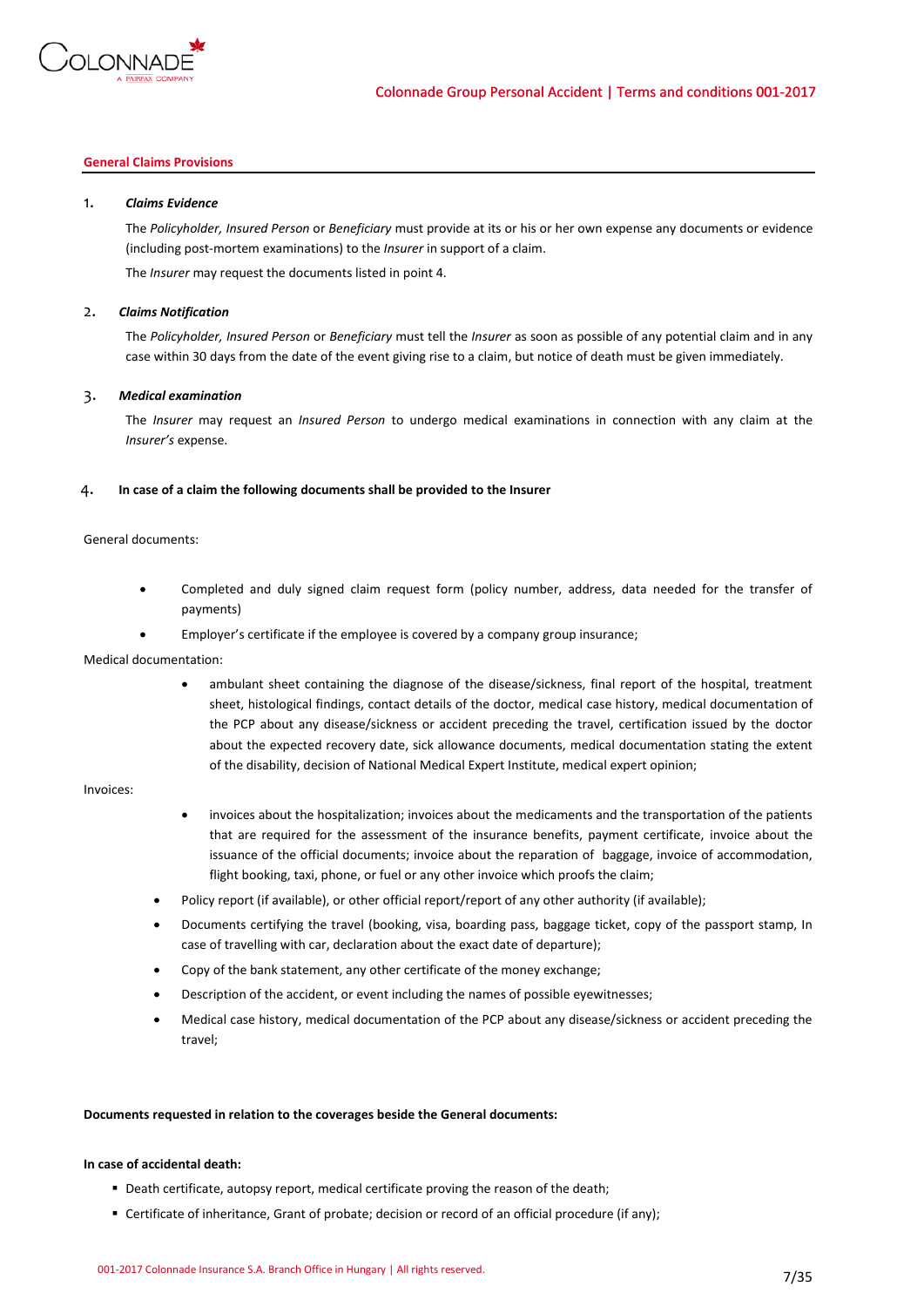## General Claims Provisions

1. ***Claims Evidence***

   The *Policyholder, Insured Person* or *Beneficiary* must provide at its or his or her own expense any documents or evidence (including post-mortem examinations) to the *Insurer* in support of a claim.

   The *Insurer* may request the documents listed in point 4.

2. ***Claims Notification***

   The *Policyholder, Insured Person* or *Beneficiary* must tell the *Insurer* as soon as possible of any potential claim and in any case within 30 days from the date of the event giving rise to a claim, but notice of death must be given immediately.

3. ***Medical examination***

   The *Insurer* may request an *Insured Person* to undergo medical examinations in connection with any claim at the *Insurer's* expense.

4. **In case of a claim the following documents shall be provided to the Insurer**

General documents:

- Completed and duly signed claim request form (policy number, address, data needed for the transfer of payments)
- Employer's certificate if the employee is covered by a company group insurance;

Medical documentation:

- ambulant sheet containing the diagnose of the disease/sickness, final report of the hospital, treatment sheet, histological findings, contact details of the doctor, medical case history, medical documentation of the PCP about any disease/sickness or accident preceding the travel, certification issued by the doctor about the expected recovery date, sick allowance documents, medical documentation stating the extent of the disability, decision of National Medical Expert Institute, medical expert opinion;

Invoices:

- invoices about the hospitalization; invoices about the medicaments and the transportation of the patients that are required for the assessment of the insurance benefits, payment certificate, invoice about the issuance of the official documents; invoice about the reparation of baggage, invoice of accommodation, flight booking, taxi, phone, or fuel or any other invoice which proofs the claim;
- Policy report (if available), or other official report/report of any other authority (if available);
- Documents certifying the travel (booking, visa, boarding pass, baggage ticket, copy of the passport stamp, In case of travelling with car, declaration about the exact date of departure);
- Copy of the bank statement, any other certificate of the money exchange;
- Description of the accident, or event including the names of possible eyewitnesses;
- Medical case history, medical documentation of the PCP about any disease/sickness or accident preceding the travel;

**Documents requested in relation to the coverages beside the General documents:**

**In case of accidental death:**

- Death certificate, autopsy report, medical certificate proving the reason of the death;
- Certificate of inheritance, Grant of probate; decision or record of an official procedure (if any);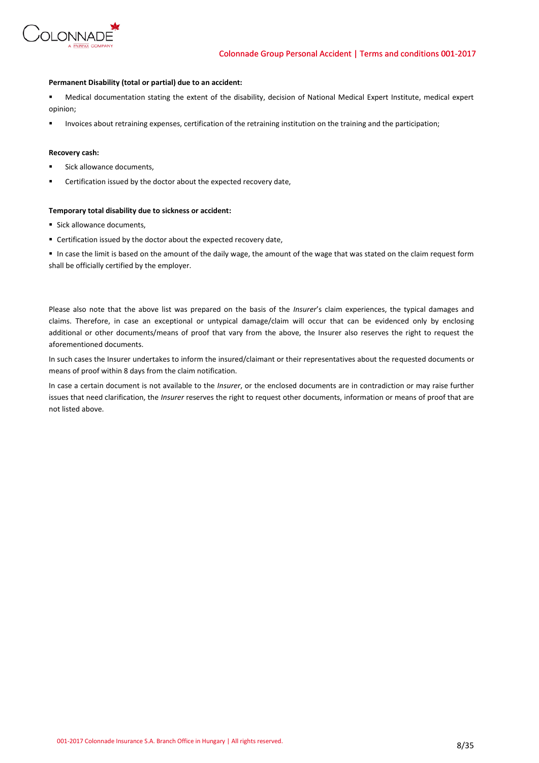**Permanent Disability (total or partial) due to an accident:**

- Medical documentation stating the extent of the disability, decision of National Medical Expert Institute, medical expert opinion;
- Invoices about retraining expenses, certification of the retraining institution on the training and the participation;

**Recovery cash:**

- Sick allowance documents,
- Certification issued by the doctor about the expected recovery date,

**Temporary total disability due to sickness or accident:**

- Sick allowance documents,
- Certification issued by the doctor about the expected recovery date,
- In case the limit is based on the amount of the daily wage, the amount of the wage that was stated on the claim request form shall be officially certified by the employer.

Please also note that the above list was prepared on the basis of the *Insurer*'s claim experiences, the typical damages and claims. Therefore, in case an exceptional or untypical damage/claim will occur that can be evidenced only by enclosing additional or other documents/means of proof that vary from the above, the Insurer also reserves the right to request the aforementioned documents.

In such cases the Insurer undertakes to inform the insured/claimant or their representatives about the requested documents or means of proof within 8 days from the claim notification.

In case a certain document is not available to the *Insurer*, or the enclosed documents are in contradiction or may raise further issues that need clarification, the *Insurer* reserves the right to request other documents, information or means of proof that are not listed above.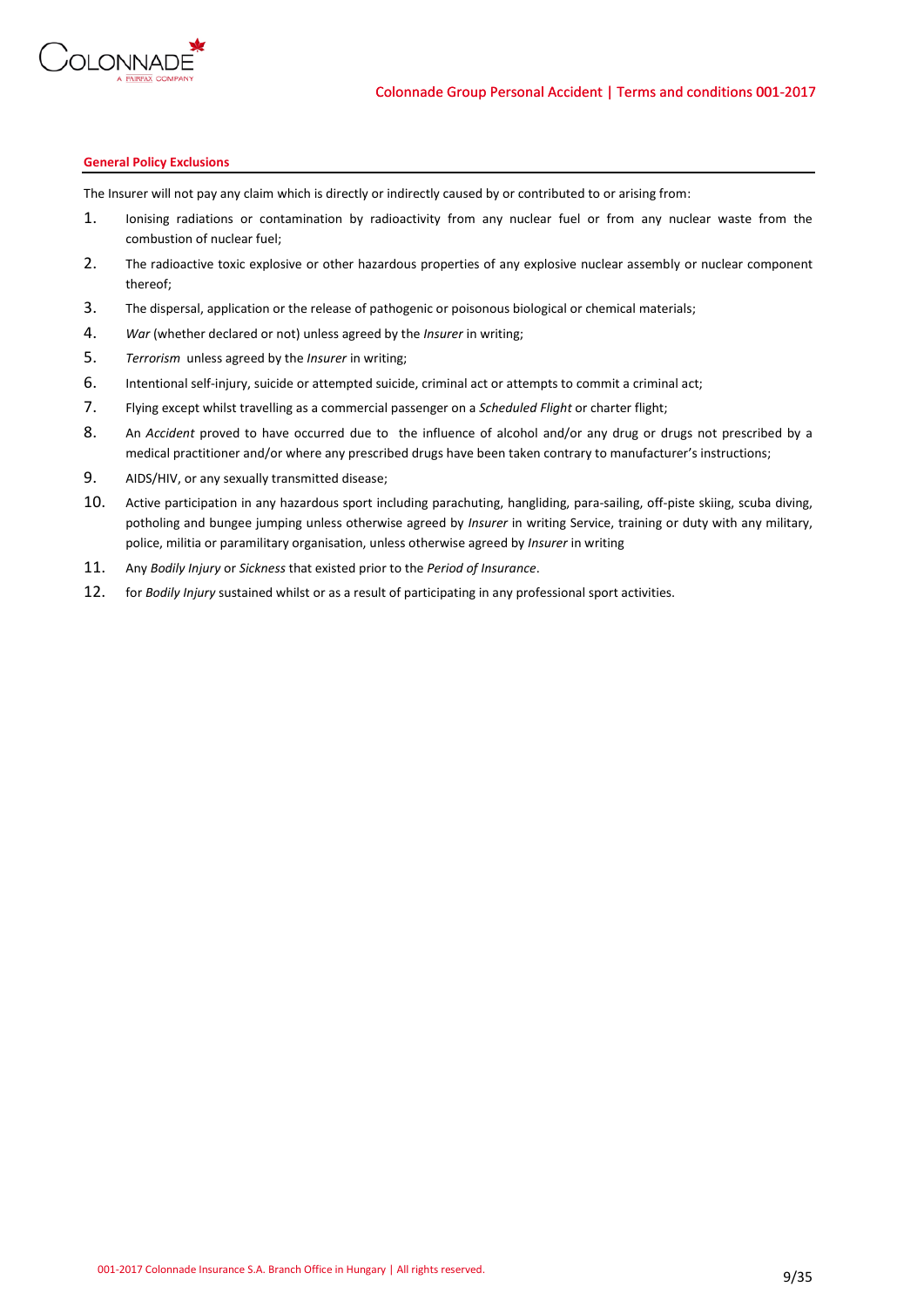**General Policy Exclusions**

The Insurer will not pay any claim which is directly or indirectly caused by or contributed to or arising from:

1. Ionising radiations or contamination by radioactivity from any nuclear fuel or from any nuclear waste from the combustion of nuclear fuel;
2. The radioactive toxic explosive or other hazardous properties of any explosive nuclear assembly or nuclear component thereof;
3. The dispersal, application or the release of pathogenic or poisonous biological or chemical materials;
4. *War* (whether declared or not) unless agreed by the *Insurer* in writing;
5. *Terrorism* unless agreed by the *Insurer* in writing;
6. Intentional self-injury, suicide or attempted suicide, criminal act or attempts to commit a criminal act;
7. Flying except whilst travelling as a commercial passenger on a *Scheduled Flight* or charter flight;
8. An *Accident* proved to have occurred due to the influence of alcohol and/or any drug or drugs not prescribed by a medical practitioner and/or where any prescribed drugs have been taken contrary to manufacturer's instructions;
9. AIDS/HIV, or any sexually transmitted disease;
10. Active participation in any hazardous sport including parachuting, hangliding, para-sailing, off-piste skiing, scuba diving, potholing and bungee jumping unless otherwise agreed by *Insurer* in writing Service, training or duty with any military, police, militia or paramilitary organisation, unless otherwise agreed by *Insurer* in writing
11. Any *Bodily Injury* or *Sickness* that existed prior to the *Period of Insurance*.
12. for *Bodily Injury* sustained whilst or as a result of participating in any professional sport activities.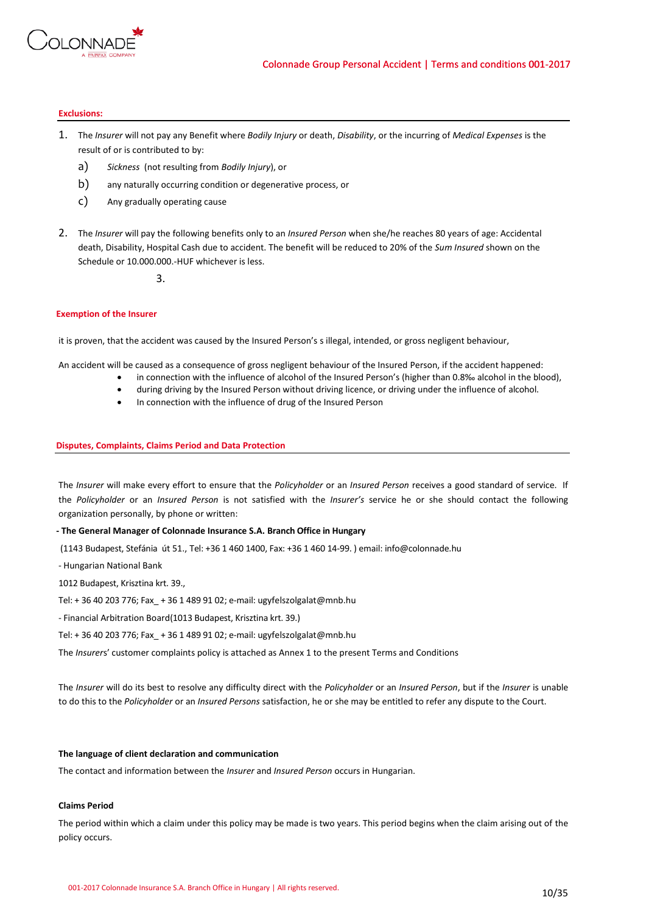## Exclusions:

1. The *Insurer* will not pay any Benefit where *Bodily Injury* or death, *Disability*, or the incurring of *Medical Expenses* is the result of or is contributed to by:
   a) *Sickness* (not resulting from *Bodily Injury*), or
   b) any naturally occurring condition or degenerative process, or
   c) Any gradually operating cause

2. The *Insurer* will pay the following benefits only to an *Insured Person* when she/he reaches 80 years of age: Accidental death, Disability, Hospital Cash due to accident. The benefit will be reduced to 20% of the *Sum Insured* shown on the Schedule or 10.000.000.-HUF whichever is less.

3.

## Exemption of the Insurer

it is proven, that the accident was caused by the Insured Person's s illegal, intended, or gross negligent behaviour,

An accident will be caused as a consequence of gross negligent behaviour of the Insured Person, if the accident happened:

- in connection with the influence of alcohol of the Insured Person's (higher than 0.8‰ alcohol in the blood),
- during driving by the Insured Person without driving licence, or driving under the influence of alcohol.
- In connection with the influence of drug of the Insured Person

## Disputes, Complaints, Claims Period and Data Protection

The *Insurer* will make every effort to ensure that the *Policyholder* or an *Insured Person* receives a good standard of service. If the *Policyholder* or an *Insured Person* is not satisfied with the *Insurer's* service he or she should contact the following organization personally, by phone or written:

**- The General Manager of Colonnade Insurance S.A. Branch Office in Hungary**

(1143 Budapest, Stefánia út 51., Tel: +36 1 460 1400, Fax: +36 1 460 14-99. ) email: info@colonnade.hu

- Hungarian National Bank

1012 Budapest, Krisztina krt. 39.,

Tel: + 36 40 203 776; Fax_ + 36 1 489 91 02; e-mail: ugyfelszolgalat@mnb.hu

- Financial Arbitration Board(1013 Budapest, Krisztina krt. 39.)

Tel: + 36 40 203 776; Fax_ + 36 1 489 91 02; e-mail: ugyfelszolgalat@mnb.hu

The *Insurers*' customer complaints policy is attached as Annex 1 to the present Terms and Conditions

The *Insurer* will do its best to resolve any difficulty direct with the *Policyholder* or an *Insured Person*, but if the *Insurer* is unable to do this to the *Policyholder* or an *Insured Persons* satisfaction, he or she may be entitled to refer any dispute to the Court.

### The language of client declaration and communication

The contact and information between the *Insurer* and *Insured Person* occurs in Hungarian.

### Claims Period

The period within which a claim under this policy may be made is two years. This period begins when the claim arising out of the policy occurs.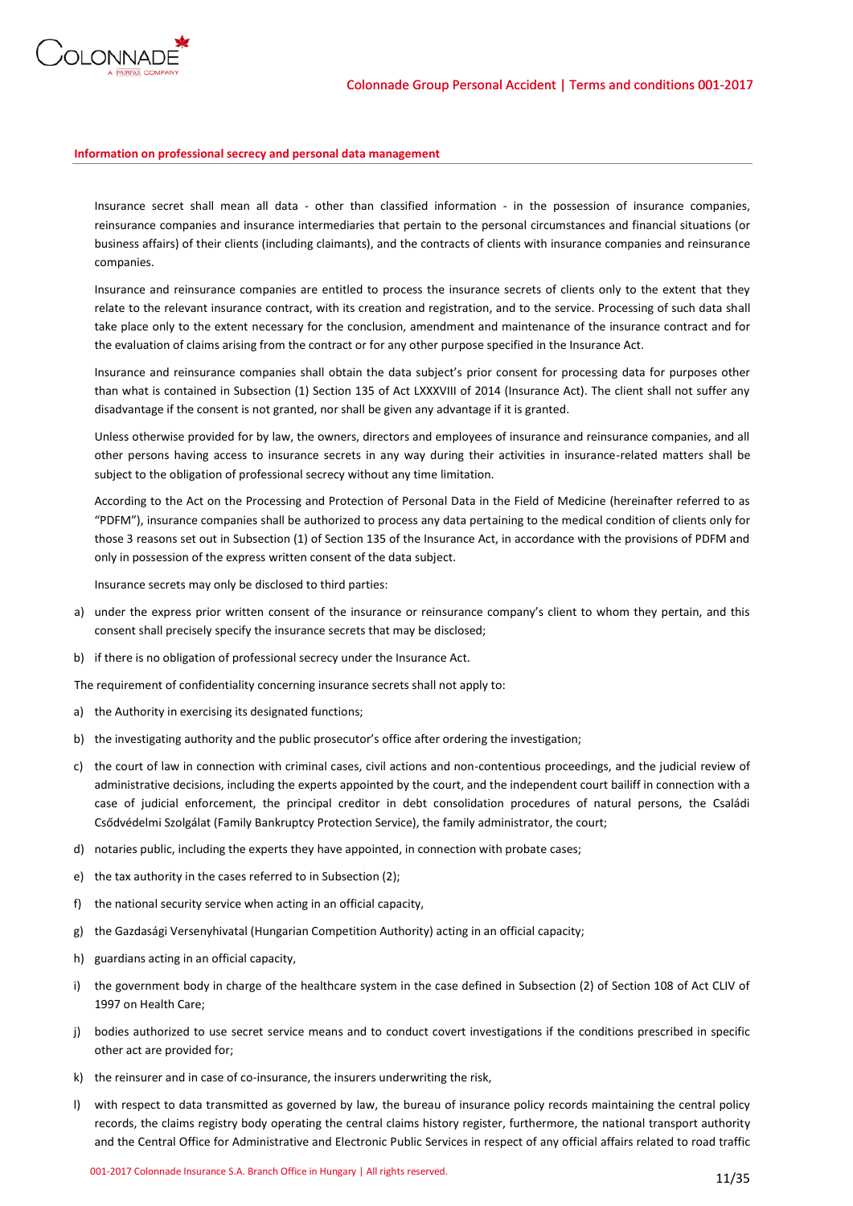## Information on professional secrecy and personal data management

Insurance secret shall mean all data - other than classified information - in the possession of insurance companies, reinsurance companies and insurance intermediaries that pertain to the personal circumstances and financial situations (or business affairs) of their clients (including claimants), and the contracts of clients with insurance companies and reinsurance companies.

Insurance and reinsurance companies are entitled to process the insurance secrets of clients only to the extent that they relate to the relevant insurance contract, with its creation and registration, and to the service. Processing of such data shall take place only to the extent necessary for the conclusion, amendment and maintenance of the insurance contract and for the evaluation of claims arising from the contract or for any other purpose specified in the Insurance Act.

Insurance and reinsurance companies shall obtain the data subject's prior consent for processing data for purposes other than what is contained in Subsection (1) Section 135 of Act LXXXVIII of 2014 (Insurance Act). The client shall not suffer any disadvantage if the consent is not granted, nor shall be given any advantage if it is granted.

Unless otherwise provided for by law, the owners, directors and employees of insurance and reinsurance companies, and all other persons having access to insurance secrets in any way during their activities in insurance-related matters shall be subject to the obligation of professional secrecy without any time limitation.

According to the Act on the Processing and Protection of Personal Data in the Field of Medicine (hereinafter referred to as "PDFM"), insurance companies shall be authorized to process any data pertaining to the medical condition of clients only for those 3 reasons set out in Subsection (1) of Section 135 of the Insurance Act, in accordance with the provisions of PDFM and only in possession of the express written consent of the data subject.

Insurance secrets may only be disclosed to third parties:

a) under the express prior written consent of the insurance or reinsurance company's client to whom they pertain, and this consent shall precisely specify the insurance secrets that may be disclosed;

b) if there is no obligation of professional secrecy under the Insurance Act.

The requirement of confidentiality concerning insurance secrets shall not apply to:

a) the Authority in exercising its designated functions;

b) the investigating authority and the public prosecutor's office after ordering the investigation;

c) the court of law in connection with criminal cases, civil actions and non-contentious proceedings, and the judicial review of administrative decisions, including the experts appointed by the court, and the independent court bailiff in connection with a case of judicial enforcement, the principal creditor in debt consolidation procedures of natural persons, the Családi Csődvédelmi Szolgálat (Family Bankruptcy Protection Service), the family administrator, the court;

d) notaries public, including the experts they have appointed, in connection with probate cases;

e) the tax authority in the cases referred to in Subsection (2);

f) the national security service when acting in an official capacity,

g) the Gazdasági Versenyhivatal (Hungarian Competition Authority) acting in an official capacity;

h) guardians acting in an official capacity,

i) the government body in charge of the healthcare system in the case defined in Subsection (2) of Section 108 of Act CLIV of 1997 on Health Care;

j) bodies authorized to use secret service means and to conduct covert investigations if the conditions prescribed in specific other act are provided for;

k) the reinsurer and in case of co-insurance, the insurers underwriting the risk,

l) with respect to data transmitted as governed by law, the bureau of insurance policy records maintaining the central policy records, the claims registry body operating the central claims history register, furthermore, the national transport authority and the Central Office for Administrative and Electronic Public Services in respect of any official affairs related to road traffic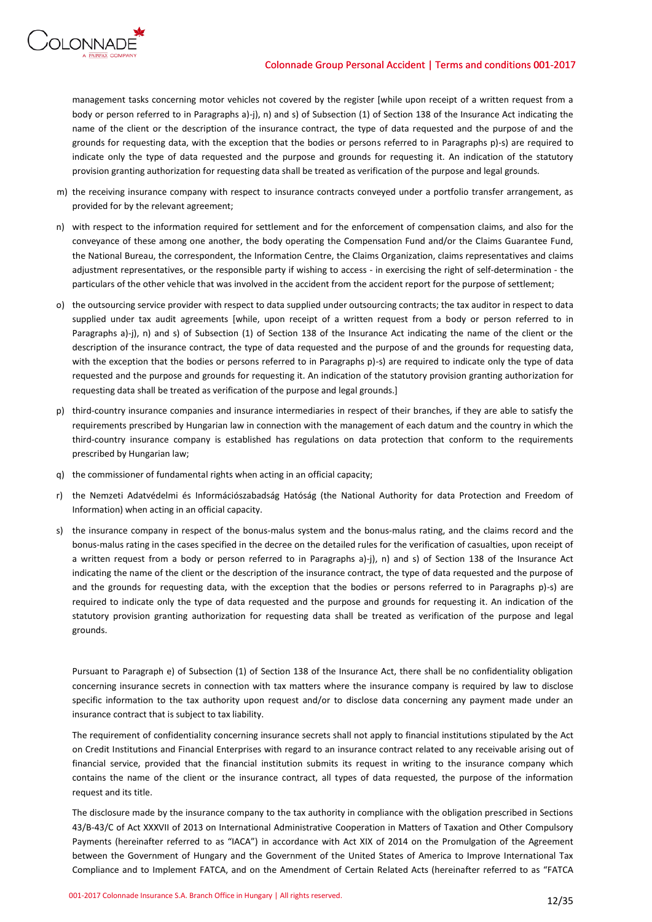management tasks concerning motor vehicles not covered by the register [while upon receipt of a written request from a body or person referred to in Paragraphs a)-j), n) and s) of Subsection (1) of Section 138 of the Insurance Act indicating the name of the client or the description of the insurance contract, the type of data requested and the purpose of and the grounds for requesting data, with the exception that the bodies or persons referred to in Paragraphs p)-s) are required to indicate only the type of data requested and the purpose and grounds for requesting it. An indication of the statutory provision granting authorization for requesting data shall be treated as verification of the purpose and legal grounds.

m) the receiving insurance company with respect to insurance contracts conveyed under a portfolio transfer arrangement, as provided for by the relevant agreement;

n) with respect to the information required for settlement and for the enforcement of compensation claims, and also for the conveyance of these among one another, the body operating the Compensation Fund and/or the Claims Guarantee Fund, the National Bureau, the correspondent, the Information Centre, the Claims Organization, claims representatives and claims adjustment representatives, or the responsible party if wishing to access - in exercising the right of self-determination - the particulars of the other vehicle that was involved in the accident from the accident report for the purpose of settlement;

o) the outsourcing service provider with respect to data supplied under outsourcing contracts; the tax auditor in respect to data supplied under tax audit agreements [while, upon receipt of a written request from a body or person referred to in Paragraphs a)-j), n) and s) of Subsection (1) of Section 138 of the Insurance Act indicating the name of the client or the description of the insurance contract, the type of data requested and the purpose of and the grounds for requesting data, with the exception that the bodies or persons referred to in Paragraphs p)-s) are required to indicate only the type of data requested and the purpose and grounds for requesting it. An indication of the statutory provision granting authorization for requesting data shall be treated as verification of the purpose and legal grounds.]

p) third-country insurance companies and insurance intermediaries in respect of their branches, if they are able to satisfy the requirements prescribed by Hungarian law in connection with the management of each datum and the country in which the third-country insurance company is established has regulations on data protection that conform to the requirements prescribed by Hungarian law;

q) the commissioner of fundamental rights when acting in an official capacity;

r) the Nemzeti Adatvédelmi és Információszabadság Hatóság (the National Authority for data Protection and Freedom of Information) when acting in an official capacity.

s) the insurance company in respect of the bonus-malus system and the bonus-malus rating, and the claims record and the bonus-malus rating in the cases specified in the decree on the detailed rules for the verification of casualties, upon receipt of a written request from a body or person referred to in Paragraphs a)-j), n) and s) of Section 138 of the Insurance Act indicating the name of the client or the description of the insurance contract, the type of data requested and the purpose of and the grounds for requesting data, with the exception that the bodies or persons referred to in Paragraphs p)-s) are required to indicate only the type of data requested and the purpose and grounds for requesting it. An indication of the statutory provision granting authorization for requesting data shall be treated as verification of the purpose and legal grounds.

Pursuant to Paragraph e) of Subsection (1) of Section 138 of the Insurance Act, there shall be no confidentiality obligation concerning insurance secrets in connection with tax matters where the insurance company is required by law to disclose specific information to the tax authority upon request and/or to disclose data concerning any payment made under an insurance contract that is subject to tax liability.

The requirement of confidentiality concerning insurance secrets shall not apply to financial institutions stipulated by the Act on Credit Institutions and Financial Enterprises with regard to an insurance contract related to any receivable arising out of financial service, provided that the financial institution submits its request in writing to the insurance company which contains the name of the client or the insurance contract, all types of data requested, the purpose of the information request and its title.

The disclosure made by the insurance company to the tax authority in compliance with the obligation prescribed in Sections 43/B-43/C of Act XXXVII of 2013 on International Administrative Cooperation in Matters of Taxation and Other Compulsory Payments (hereinafter referred to as "IACA") in accordance with Act XIX of 2014 on the Promulgation of the Agreement between the Government of Hungary and the Government of the United States of America to Improve International Tax Compliance and to Implement FATCA, and on the Amendment of Certain Related Acts (hereinafter referred to as "FATCA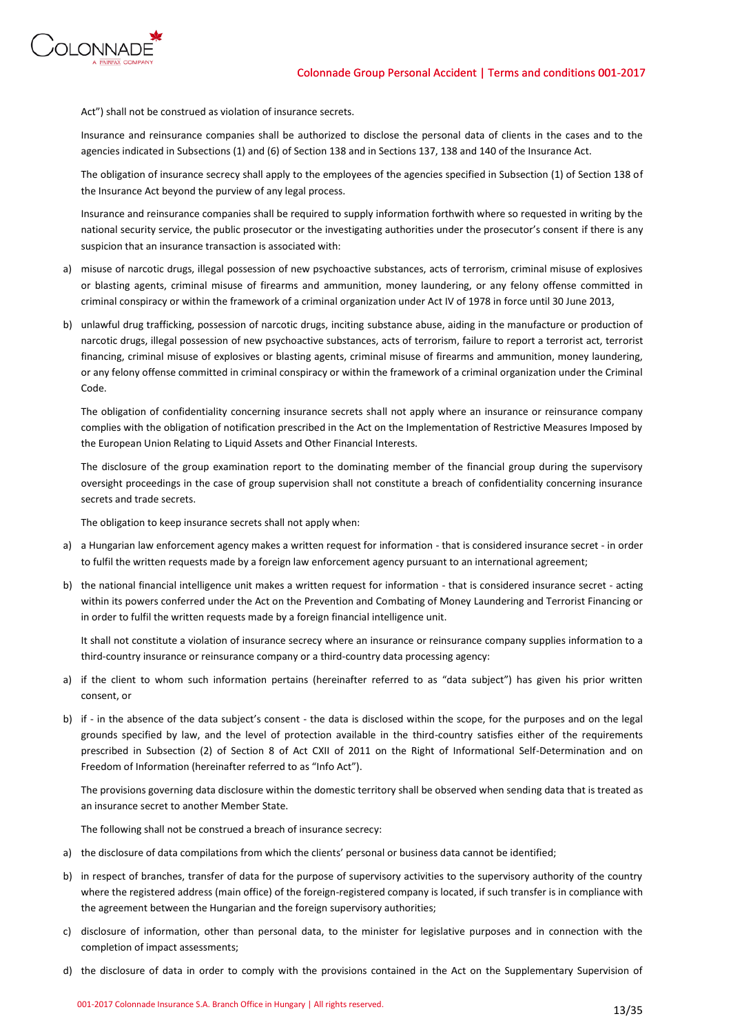Act") shall not be construed as violation of insurance secrets.

Insurance and reinsurance companies shall be authorized to disclose the personal data of clients in the cases and to the agencies indicated in Subsections (1) and (6) of Section 138 and in Sections 137, 138 and 140 of the Insurance Act.

The obligation of insurance secrecy shall apply to the employees of the agencies specified in Subsection (1) of Section 138 of the Insurance Act beyond the purview of any legal process.

Insurance and reinsurance companies shall be required to supply information forthwith where so requested in writing by the national security service, the public prosecutor or the investigating authorities under the prosecutor's consent if there is any suspicion that an insurance transaction is associated with:

a) misuse of narcotic drugs, illegal possession of new psychoactive substances, acts of terrorism, criminal misuse of explosives or blasting agents, criminal misuse of firearms and ammunition, money laundering, or any felony offense committed in criminal conspiracy or within the framework of a criminal organization under Act IV of 1978 in force until 30 June 2013,

b) unlawful drug trafficking, possession of narcotic drugs, inciting substance abuse, aiding in the manufacture or production of narcotic drugs, illegal possession of new psychoactive substances, acts of terrorism, failure to report a terrorist act, terrorist financing, criminal misuse of explosives or blasting agents, criminal misuse of firearms and ammunition, money laundering, or any felony offense committed in criminal conspiracy or within the framework of a criminal organization under the Criminal Code.

The obligation of confidentiality concerning insurance secrets shall not apply where an insurance or reinsurance company complies with the obligation of notification prescribed in the Act on the Implementation of Restrictive Measures Imposed by the European Union Relating to Liquid Assets and Other Financial Interests.

The disclosure of the group examination report to the dominating member of the financial group during the supervisory oversight proceedings in the case of group supervision shall not constitute a breach of confidentiality concerning insurance secrets and trade secrets.

The obligation to keep insurance secrets shall not apply when:

a) a Hungarian law enforcement agency makes a written request for information - that is considered insurance secret - in order to fulfil the written requests made by a foreign law enforcement agency pursuant to an international agreement;

b) the national financial intelligence unit makes a written request for information - that is considered insurance secret - acting within its powers conferred under the Act on the Prevention and Combating of Money Laundering and Terrorist Financing or in order to fulfil the written requests made by a foreign financial intelligence unit.

It shall not constitute a violation of insurance secrecy where an insurance or reinsurance company supplies information to a third-country insurance or reinsurance company or a third-country data processing agency:

a) if the client to whom such information pertains (hereinafter referred to as "data subject") has given his prior written consent, or

b) if - in the absence of the data subject's consent - the data is disclosed within the scope, for the purposes and on the legal grounds specified by law, and the level of protection available in the third-country satisfies either of the requirements prescribed in Subsection (2) of Section 8 of Act CXII of 2011 on the Right of Informational Self-Determination and on Freedom of Information (hereinafter referred to as "Info Act").

The provisions governing data disclosure within the domestic territory shall be observed when sending data that is treated as an insurance secret to another Member State.

The following shall not be construed a breach of insurance secrecy:

a) the disclosure of data compilations from which the clients' personal or business data cannot be identified;

b) in respect of branches, transfer of data for the purpose of supervisory activities to the supervisory authority of the country where the registered address (main office) of the foreign-registered company is located, if such transfer is in compliance with the agreement between the Hungarian and the foreign supervisory authorities;

c) disclosure of information, other than personal data, to the minister for legislative purposes and in connection with the completion of impact assessments;

d) the disclosure of data in order to comply with the provisions contained in the Act on the Supplementary Supervision of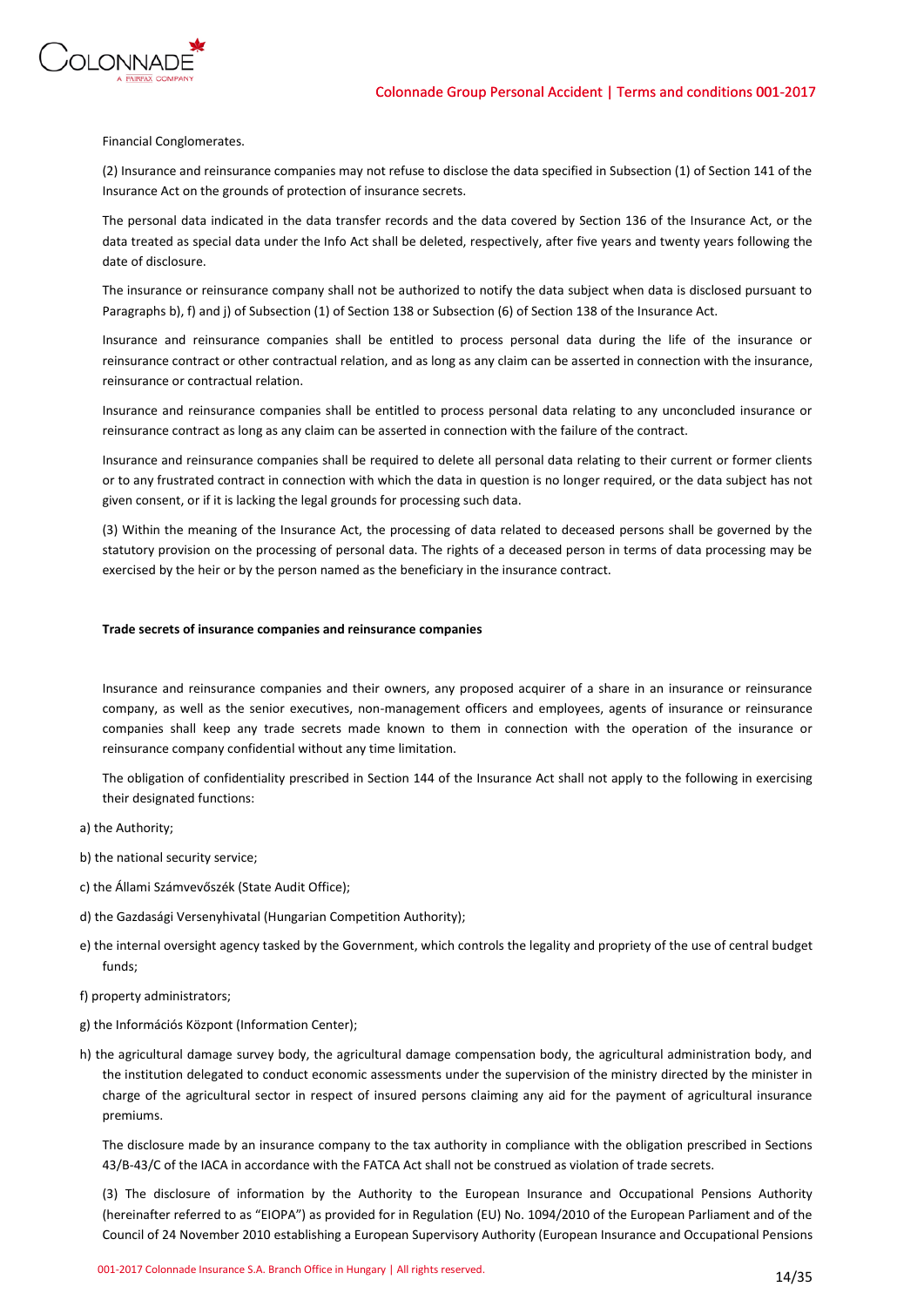Financial Conglomerates.

(2) Insurance and reinsurance companies may not refuse to disclose the data specified in Subsection (1) of Section 141 of the Insurance Act on the grounds of protection of insurance secrets.

The personal data indicated in the data transfer records and the data covered by Section 136 of the Insurance Act, or the data treated as special data under the Info Act shall be deleted, respectively, after five years and twenty years following the date of disclosure.

The insurance or reinsurance company shall not be authorized to notify the data subject when data is disclosed pursuant to Paragraphs b), f) and j) of Subsection (1) of Section 138 or Subsection (6) of Section 138 of the Insurance Act.

Insurance and reinsurance companies shall be entitled to process personal data during the life of the insurance or reinsurance contract or other contractual relation, and as long as any claim can be asserted in connection with the insurance, reinsurance or contractual relation.

Insurance and reinsurance companies shall be entitled to process personal data relating to any unconcluded insurance or reinsurance contract as long as any claim can be asserted in connection with the failure of the contract.

Insurance and reinsurance companies shall be required to delete all personal data relating to their current or former clients or to any frustrated contract in connection with which the data in question is no longer required, or the data subject has not given consent, or if it is lacking the legal grounds for processing such data.

(3) Within the meaning of the Insurance Act, the processing of data related to deceased persons shall be governed by the statutory provision on the processing of personal data. The rights of a deceased person in terms of data processing may be exercised by the heir or by the person named as the beneficiary in the insurance contract.

**Trade secrets of insurance companies and reinsurance companies**

Insurance and reinsurance companies and their owners, any proposed acquirer of a share in an insurance or reinsurance company, as well as the senior executives, non-management officers and employees, agents of insurance or reinsurance companies shall keep any trade secrets made known to them in connection with the operation of the insurance or reinsurance company confidential without any time limitation.

The obligation of confidentiality prescribed in Section 144 of the Insurance Act shall not apply to the following in exercising their designated functions:

a) the Authority;

b) the national security service;

c) the Állami Számvevőszék (State Audit Office);

d) the Gazdasági Versenyhivatal (Hungarian Competition Authority);

e) the internal oversight agency tasked by the Government, which controls the legality and propriety of the use of central budget funds;

f) property administrators;

g) the Információs Központ (Information Center);

h) the agricultural damage survey body, the agricultural damage compensation body, the agricultural administration body, and the institution delegated to conduct economic assessments under the supervision of the ministry directed by the minister in charge of the agricultural sector in respect of insured persons claiming any aid for the payment of agricultural insurance premiums.

The disclosure made by an insurance company to the tax authority in compliance with the obligation prescribed in Sections 43/B-43/C of the IACA in accordance with the FATCA Act shall not be construed as violation of trade secrets.

(3) The disclosure of information by the Authority to the European Insurance and Occupational Pensions Authority (hereinafter referred to as "EIOPA") as provided for in Regulation (EU) No. 1094/2010 of the European Parliament and of the Council of 24 November 2010 establishing a European Supervisory Authority (European Insurance and Occupational Pensions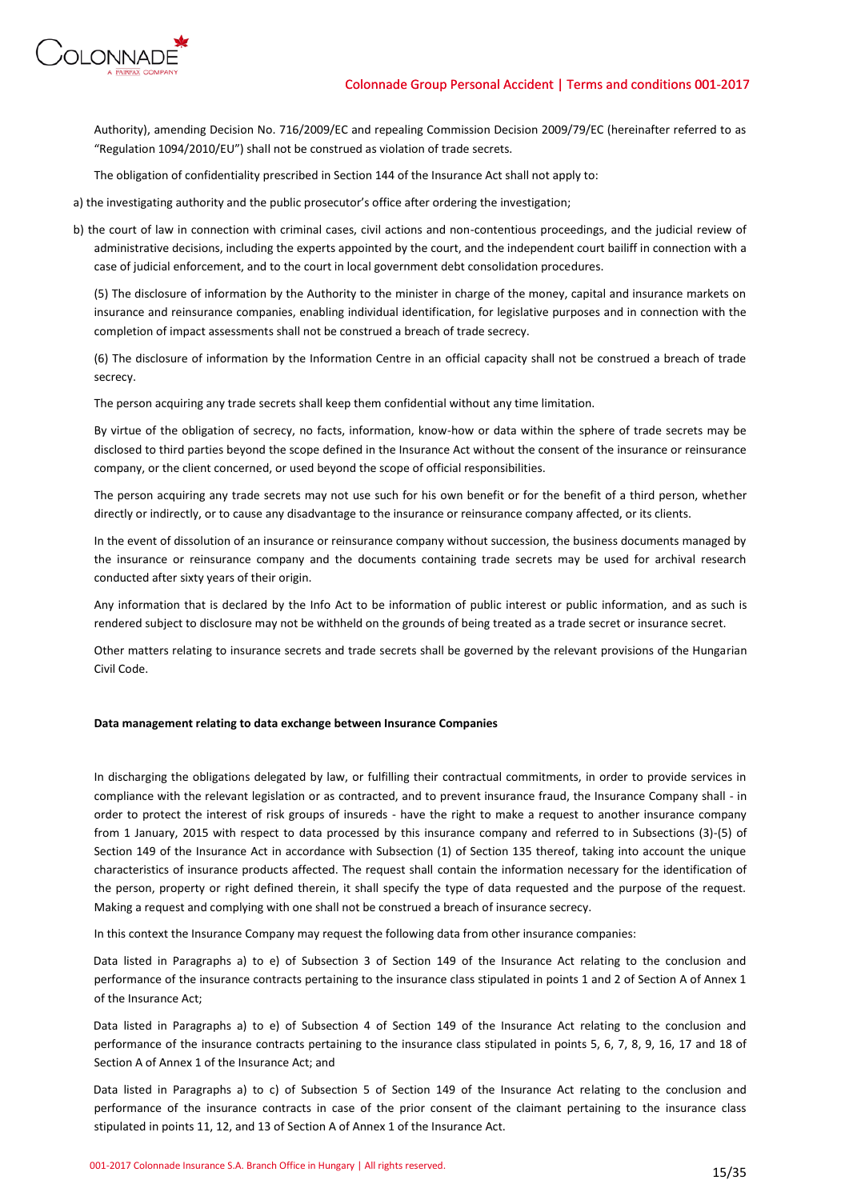Authority), amending Decision No. 716/2009/EC and repealing Commission Decision 2009/79/EC (hereinafter referred to as "Regulation 1094/2010/EU") shall not be construed as violation of trade secrets.

The obligation of confidentiality prescribed in Section 144 of the Insurance Act shall not apply to:

a) the investigating authority and the public prosecutor's office after ordering the investigation;

b) the court of law in connection with criminal cases, civil actions and non-contentious proceedings, and the judicial review of administrative decisions, including the experts appointed by the court, and the independent court bailiff in connection with a case of judicial enforcement, and to the court in local government debt consolidation procedures.

(5) The disclosure of information by the Authority to the minister in charge of the money, capital and insurance markets on insurance and reinsurance companies, enabling individual identification, for legislative purposes and in connection with the completion of impact assessments shall not be construed a breach of trade secrecy.

(6) The disclosure of information by the Information Centre in an official capacity shall not be construed a breach of trade secrecy.

The person acquiring any trade secrets shall keep them confidential without any time limitation.

By virtue of the obligation of secrecy, no facts, information, know-how or data within the sphere of trade secrets may be disclosed to third parties beyond the scope defined in the Insurance Act without the consent of the insurance or reinsurance company, or the client concerned, or used beyond the scope of official responsibilities.

The person acquiring any trade secrets may not use such for his own benefit or for the benefit of a third person, whether directly or indirectly, or to cause any disadvantage to the insurance or reinsurance company affected, or its clients.

In the event of dissolution of an insurance or reinsurance company without succession, the business documents managed by the insurance or reinsurance company and the documents containing trade secrets may be used for archival research conducted after sixty years of their origin.

Any information that is declared by the Info Act to be information of public interest or public information, and as such is rendered subject to disclosure may not be withheld on the grounds of being treated as a trade secret or insurance secret.

Other matters relating to insurance secrets and trade secrets shall be governed by the relevant provisions of the Hungarian Civil Code.

**Data management relating to data exchange between Insurance Companies**

In discharging the obligations delegated by law, or fulfilling their contractual commitments, in order to provide services in compliance with the relevant legislation or as contracted, and to prevent insurance fraud, the Insurance Company shall - in order to protect the interest of risk groups of insureds - have the right to make a request to another insurance company from 1 January, 2015 with respect to data processed by this insurance company and referred to in Subsections (3)-(5) of Section 149 of the Insurance Act in accordance with Subsection (1) of Section 135 thereof, taking into account the unique characteristics of insurance products affected. The request shall contain the information necessary for the identification of the person, property or right defined therein, it shall specify the type of data requested and the purpose of the request. Making a request and complying with one shall not be construed a breach of insurance secrecy.

In this context the Insurance Company may request the following data from other insurance companies:

Data listed in Paragraphs a) to e) of Subsection 3 of Section 149 of the Insurance Act relating to the conclusion and performance of the insurance contracts pertaining to the insurance class stipulated in points 1 and 2 of Section A of Annex 1 of the Insurance Act;

Data listed in Paragraphs a) to e) of Subsection 4 of Section 149 of the Insurance Act relating to the conclusion and performance of the insurance contracts pertaining to the insurance class stipulated in points 5, 6, 7, 8, 9, 16, 17 and 18 of Section A of Annex 1 of the Insurance Act; and

Data listed in Paragraphs a) to c) of Subsection 5 of Section 149 of the Insurance Act relating to the conclusion and performance of the insurance contracts in case of the prior consent of the claimant pertaining to the insurance class stipulated in points 11, 12, and 13 of Section A of Annex 1 of the Insurance Act.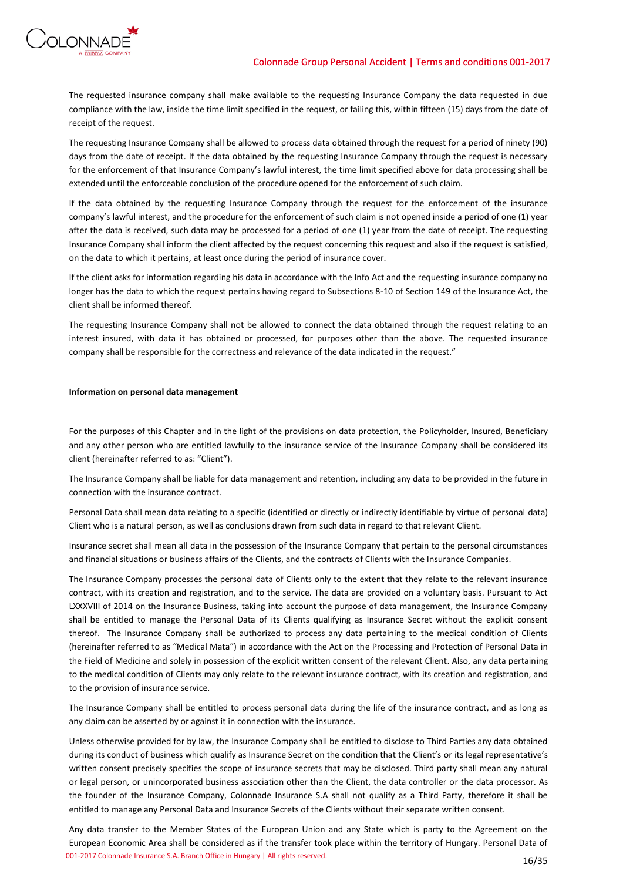The requested insurance company shall make available to the requesting Insurance Company the data requested in due compliance with the law, inside the time limit specified in the request, or failing this, within fifteen (15) days from the date of receipt of the request.

The requesting Insurance Company shall be allowed to process data obtained through the request for a period of ninety (90) days from the date of receipt. If the data obtained by the requesting Insurance Company through the request is necessary for the enforcement of that Insurance Company's lawful interest, the time limit specified above for data processing shall be extended until the enforceable conclusion of the procedure opened for the enforcement of such claim.

If the data obtained by the requesting Insurance Company through the request for the enforcement of the insurance company's lawful interest, and the procedure for the enforcement of such claim is not opened inside a period of one (1) year after the data is received, such data may be processed for a period of one (1) year from the date of receipt. The requesting Insurance Company shall inform the client affected by the request concerning this request and also if the request is satisfied, on the data to which it pertains, at least once during the period of insurance cover.

If the client asks for information regarding his data in accordance with the Info Act and the requesting insurance company no longer has the data to which the request pertains having regard to Subsections 8-10 of Section 149 of the Insurance Act, the client shall be informed thereof.

The requesting Insurance Company shall not be allowed to connect the data obtained through the request relating to an interest insured, with data it has obtained or processed, for purposes other than the above. The requested insurance company shall be responsible for the correctness and relevance of the data indicated in the request."

**Information on personal data management**

For the purposes of this Chapter and in the light of the provisions on data protection, the Policyholder, Insured, Beneficiary and any other person who are entitled lawfully to the insurance service of the Insurance Company shall be considered its client (hereinafter referred to as: "Client").

The Insurance Company shall be liable for data management and retention, including any data to be provided in the future in connection with the insurance contract.

Personal Data shall mean data relating to a specific (identified or directly or indirectly identifiable by virtue of personal data) Client who is a natural person, as well as conclusions drawn from such data in regard to that relevant Client.

Insurance secret shall mean all data in the possession of the Insurance Company that pertain to the personal circumstances and financial situations or business affairs of the Clients, and the contracts of Clients with the Insurance Companies.

The Insurance Company processes the personal data of Clients only to the extent that they relate to the relevant insurance contract, with its creation and registration, and to the service. The data are provided on a voluntary basis. Pursuant to Act LXXXVIII of 2014 on the Insurance Business, taking into account the purpose of data management, the Insurance Company shall be entitled to manage the Personal Data of its Clients qualifying as Insurance Secret without the explicit consent thereof. The Insurance Company shall be authorized to process any data pertaining to the medical condition of Clients (hereinafter referred to as "Medical Mata") in accordance with the Act on the Processing and Protection of Personal Data in the Field of Medicine and solely in possession of the explicit written consent of the relevant Client. Also, any data pertaining to the medical condition of Clients may only relate to the relevant insurance contract, with its creation and registration, and to the provision of insurance service.

The Insurance Company shall be entitled to process personal data during the life of the insurance contract, and as long as any claim can be asserted by or against it in connection with the insurance.

Unless otherwise provided for by law, the Insurance Company shall be entitled to disclose to Third Parties any data obtained during its conduct of business which qualify as Insurance Secret on the condition that the Client's or its legal representative's written consent precisely specifies the scope of insurance secrets that may be disclosed. Third party shall mean any natural or legal person, or unincorporated business association other than the Client, the data controller or the data processor. As the founder of the Insurance Company, Colonnade Insurance S.A shall not qualify as a Third Party, therefore it shall be entitled to manage any Personal Data and Insurance Secrets of the Clients without their separate written consent.

Any data transfer to the Member States of the European Union and any State which is party to the Agreement on the European Economic Area shall be considered as if the transfer took place within the territory of Hungary. Personal Data of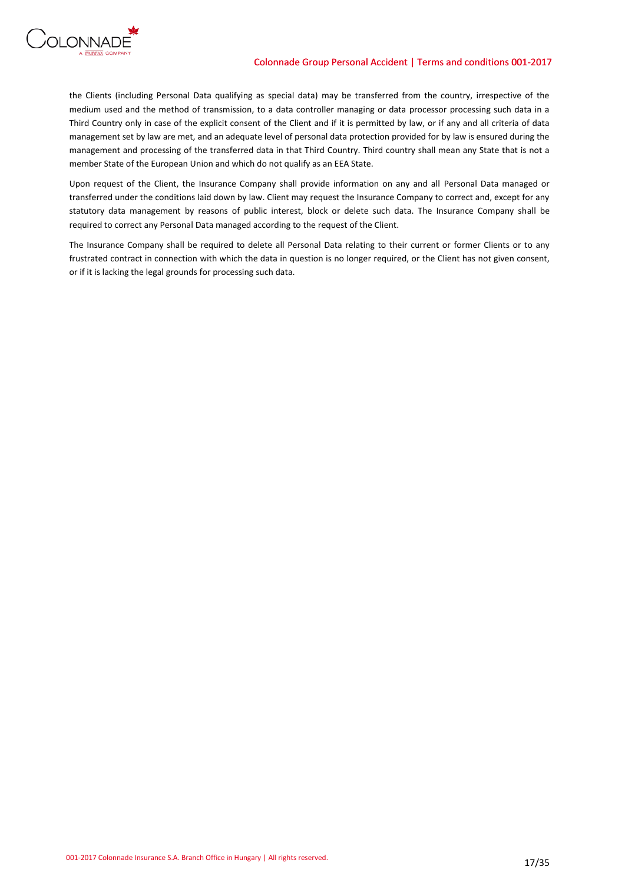the Clients (including Personal Data qualifying as special data) may be transferred from the country, irrespective of the medium used and the method of transmission, to a data controller managing or data processor processing such data in a Third Country only in case of the explicit consent of the Client and if it is permitted by law, or if any and all criteria of data management set by law are met, and an adequate level of personal data protection provided for by law is ensured during the management and processing of the transferred data in that Third Country. Third country shall mean any State that is not a member State of the European Union and which do not qualify as an EEA State.

Upon request of the Client, the Insurance Company shall provide information on any and all Personal Data managed or transferred under the conditions laid down by law. Client may request the Insurance Company to correct and, except for any statutory data management by reasons of public interest, block or delete such data. The Insurance Company shall be required to correct any Personal Data managed according to the request of the Client.

The Insurance Company shall be required to delete all Personal Data relating to their current or former Clients or to any frustrated contract in connection with which the data in question is no longer required, or the Client has not given consent, or if it is lacking the legal grounds for processing such data.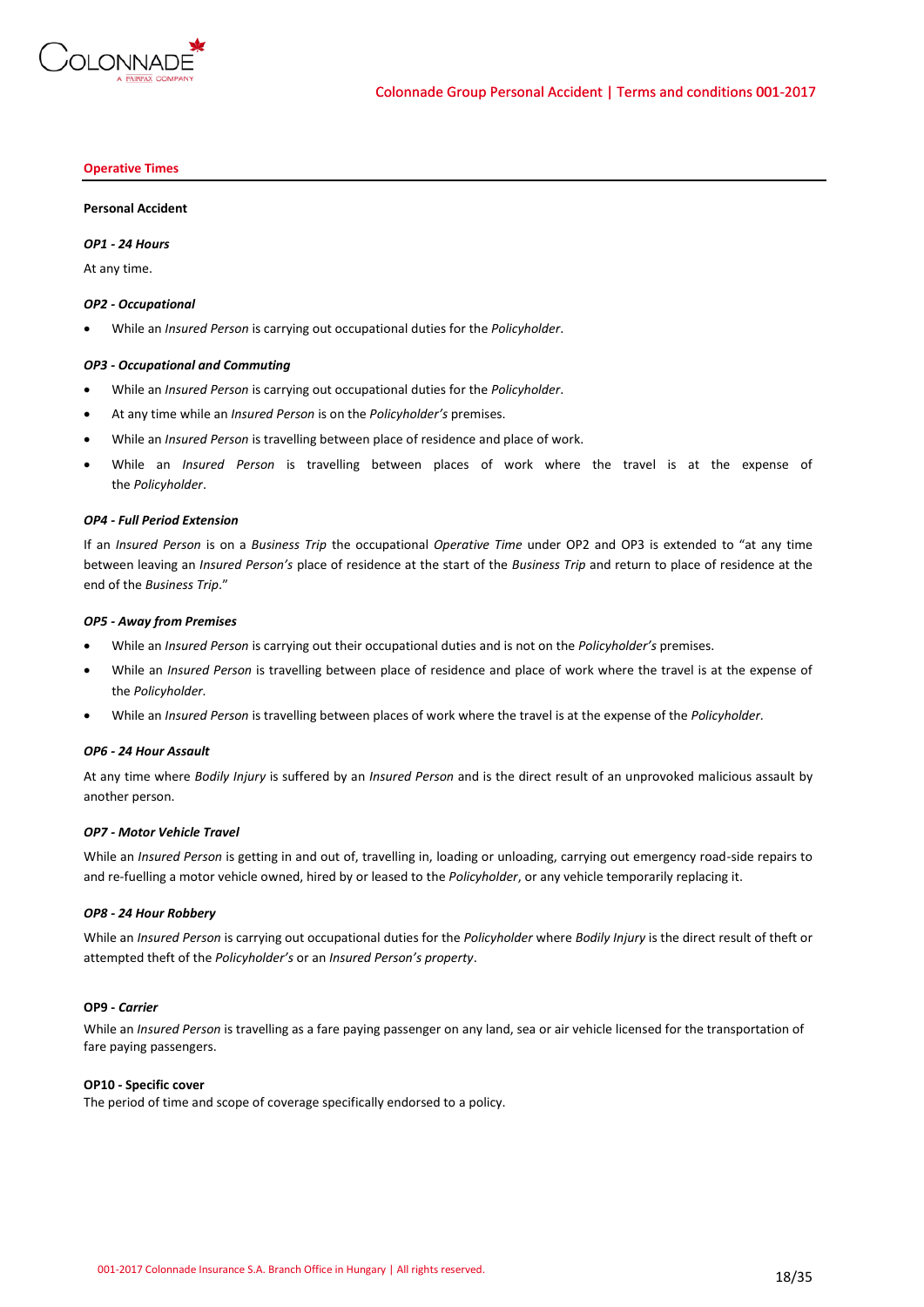## Operative Times

**Personal Accident**

***OP1 - 24 Hours***

At any time.

***OP2 - Occupational***

- While an *Insured Person* is carrying out occupational duties for the *Policyholder*.

***OP3 - Occupational and Commuting***

- While an *Insured Person* is carrying out occupational duties for the *Policyholder*.
- At any time while an *Insured Person* is on the *Policyholder's* premises.
- While an *Insured Person* is travelling between place of residence and place of work.
- While an *Insured Person* is travelling between places of work where the travel is at the expense of the *Policyholder*.

***OP4 - Full Period Extension***

If an *Insured Person* is on a *Business Trip* the occupational *Operative Time* under OP2 and OP3 is extended to "at any time between leaving an *Insured Person's* place of residence at the start of the *Business Trip* and return to place of residence at the end of the *Business Trip*."

***OP5 - Away from Premises***

- While an *Insured Person* is carrying out their occupational duties and is not on the *Policyholder's* premises.
- While an *Insured Person* is travelling between place of residence and place of work where the travel is at the expense of the *Policyholder.*
- While an *Insured Person* is travelling between places of work where the travel is at the expense of the *Policyholder.*

***OP6 - 24 Hour Assault***

At any time where *Bodily Injury* is suffered by an *Insured Person* and is the direct result of an unprovoked malicious assault by another person.

***OP7 - Motor Vehicle Travel***

While an *Insured Person* is getting in and out of, travelling in, loading or unloading, carrying out emergency road-side repairs to and re-fuelling a motor vehicle owned, hired by or leased to the *Policyholder*, or any vehicle temporarily replacing it.

***OP8 - 24 Hour Robbery***

While an *Insured Person* is carrying out occupational duties for the *Policyholder* where *Bodily Injury* is the direct result of theft or attempted theft of the *Policyholder's* or an *Insured Person's property*.

**OP9 - *Carrier***

While an *Insured Person* is travelling as a fare paying passenger on any land, sea or air vehicle licensed for the transportation of fare paying passengers.

**OP10 - Specific cover**

The period of time and scope of coverage specifically endorsed to a policy.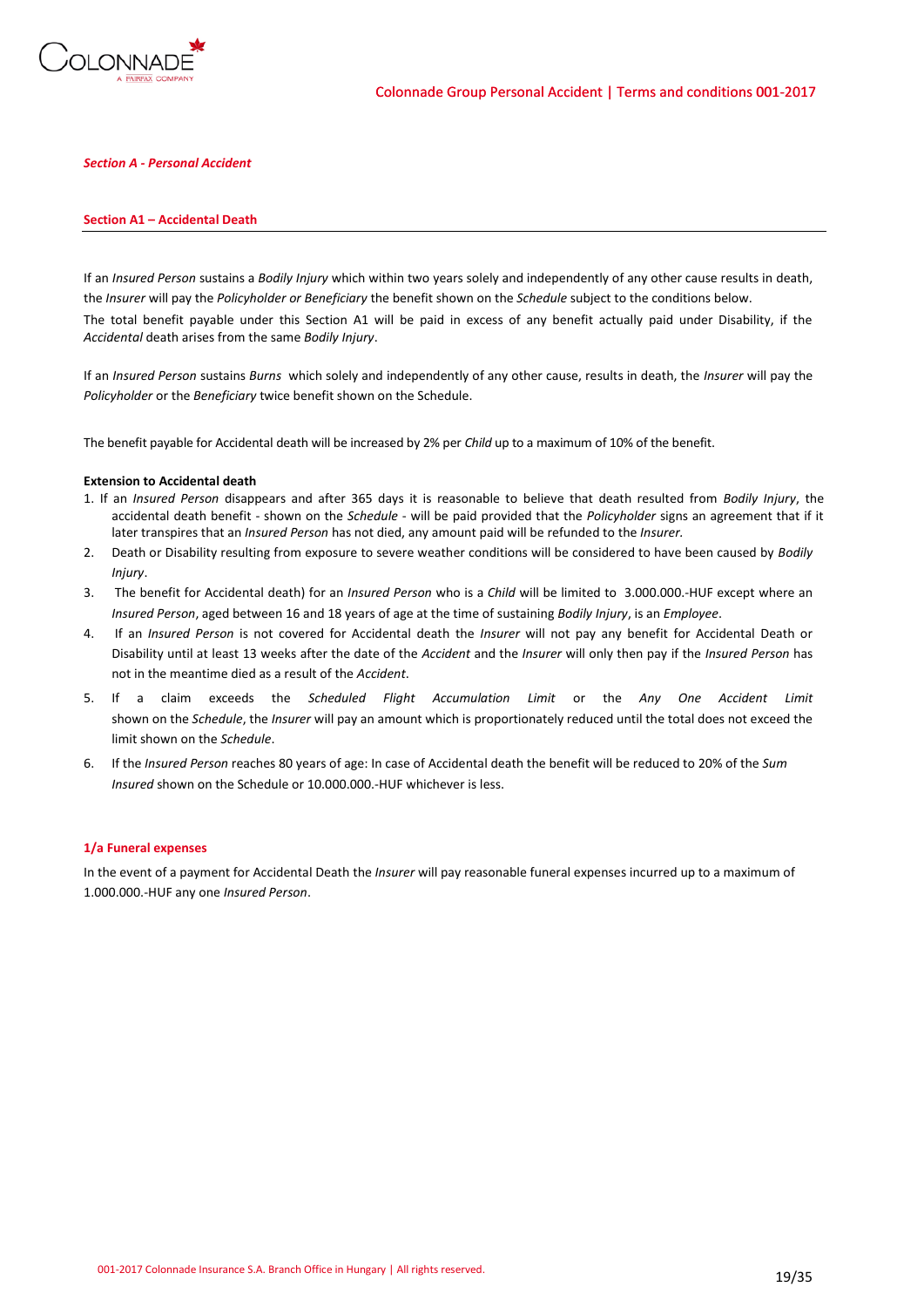***Section A - Personal Accident***

**Section A1 – Accidental Death**

If an *Insured Person* sustains a *Bodily Injury* which within two years solely and independently of any other cause results in death, the *Insurer* will pay the *Policyholder or Beneficiary* the benefit shown on the *Schedule* subject to the conditions below.

The total benefit payable under this Section A1 will be paid in excess of any benefit actually paid under Disability, if the *Accidental* death arises from the same *Bodily Injury*.

If an *Insured Person* sustains *Burns* which solely and independently of any other cause, results in death, the *Insurer* will pay the *Policyholder* or the *Beneficiary* twice benefit shown on the Schedule.

The benefit payable for Accidental death will be increased by 2% per *Child* up to a maximum of 10% of the benefit.

**Extension to Accidental death**

1. If an *Insured Person* disappears and after 365 days it is reasonable to believe that death resulted from *Bodily Injury*, the accidental death benefit - shown on the *Schedule* - will be paid provided that the *Policyholder* signs an agreement that if it later transpires that an *Insured Person* has not died, any amount paid will be refunded to the *Insurer.*
2. Death or Disability resulting from exposure to severe weather conditions will be considered to have been caused by *Bodily Injury*.
3. The benefit for Accidental death) for an *Insured Person* who is a *Child* will be limited to 3.000.000.-HUF except where an *Insured Person*, aged between 16 and 18 years of age at the time of sustaining *Bodily Injury*, is an *Employee*.
4. If an *Insured Person* is not covered for Accidental death the *Insurer* will not pay any benefit for Accidental Death or Disability until at least 13 weeks after the date of the *Accident* and the *Insurer* will only then pay if the *Insured Person* has not in the meantime died as a result of the *Accident*.
5. If a claim exceeds the *Scheduled Flight Accumulation Limit* or the *Any One Accident Limit* shown on the *Schedule*, the *Insurer* will pay an amount which is proportionately reduced until the total does not exceed the limit shown on the *Schedule*.
6. If the *Insured Person* reaches 80 years of age: In case of Accidental death the benefit will be reduced to 20% of the *Sum Insured* shown on the Schedule or 10.000.000.-HUF whichever is less.

**1/a Funeral expenses**

In the event of a payment for Accidental Death the *Insurer* will pay reasonable funeral expenses incurred up to a maximum of 1.000.000.-HUF any one *Insured Person*.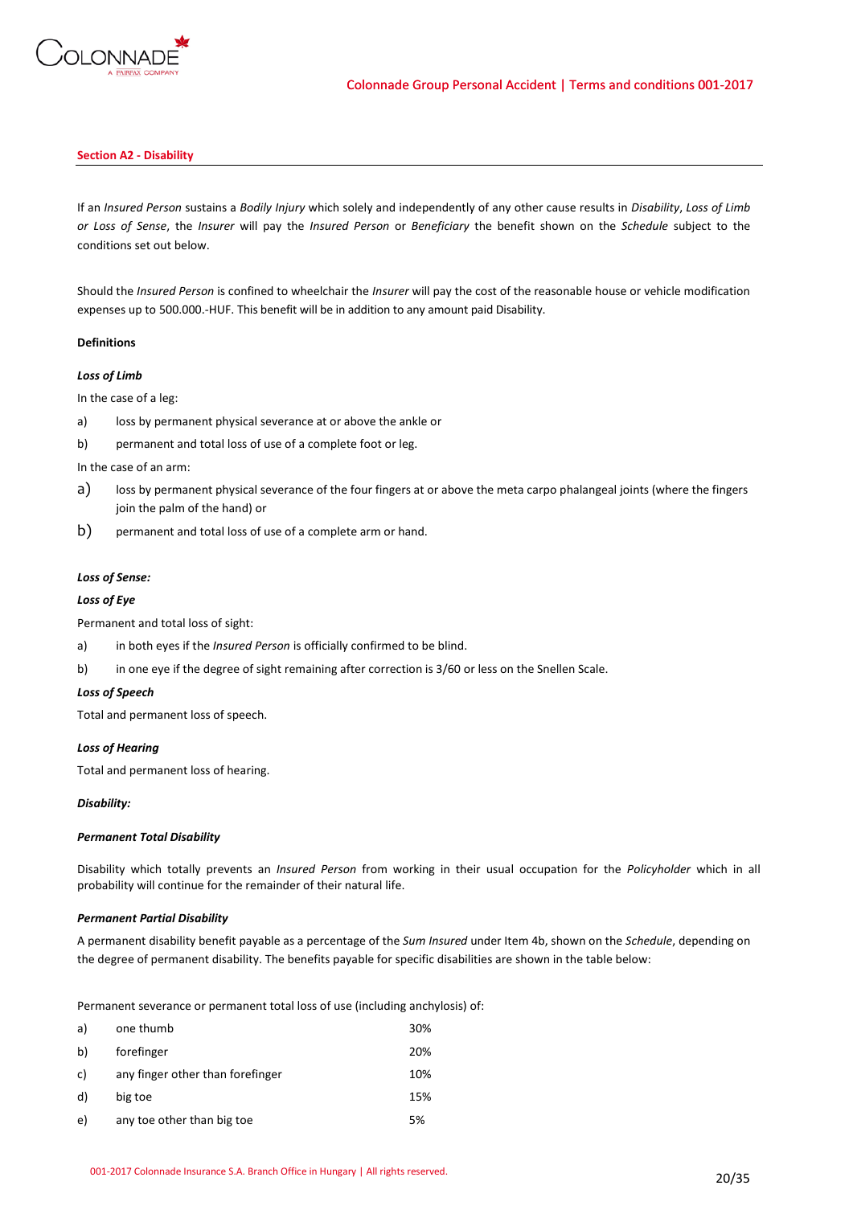### Section A2 - Disability

If an *Insured Person* sustains a *Bodily Injury* which solely and independently of any other cause results in *Disability*, *Loss of Limb or Loss of Sense*, the *Insurer* will pay the *Insured Person* or *Beneficiary* the benefit shown on the *Schedule* subject to the conditions set out below.

Should the *Insured Person* is confined to wheelchair the *Insurer* will pay the cost of the reasonable house or vehicle modification expenses up to 500.000.-HUF. This benefit will be in addition to any amount paid Disability.

**Definitions**

***Loss of Limb***

In the case of a leg:

a) loss by permanent physical severance at or above the ankle or

b) permanent and total loss of use of a complete foot or leg.

In the case of an arm:

a) loss by permanent physical severance of the four fingers at or above the meta carpo phalangeal joints (where the fingers join the palm of the hand) or

b) permanent and total loss of use of a complete arm or hand.

***Loss of Sense:***

***Loss of Eye***

Permanent and total loss of sight:

a) in both eyes if the *Insured Person* is officially confirmed to be blind.

b) in one eye if the degree of sight remaining after correction is 3/60 or less on the Snellen Scale.

***Loss of Speech***

Total and permanent loss of speech.

***Loss of Hearing***

Total and permanent loss of hearing.

***Disability:***

***Permanent Total Disability***

Disability which totally prevents an *Insured Person* from working in their usual occupation for the *Policyholder* which in all probability will continue for the remainder of their natural life.

***Permanent Partial Disability***

A permanent disability benefit payable as a percentage of the *Sum Insured* under Item 4b, shown on the *Schedule*, depending on the degree of permanent disability. The benefits payable for specific disabilities are shown in the table below:

Permanent severance or permanent total loss of use (including anchylosis) of:

| | | |
|---|---|---|
| a) | one thumb | 30% |
| b) | forefinger | 20% |
| c) | any finger other than forefinger | 10% |
| d) | big toe | 15% |
| e) | any toe other than big toe | 5% |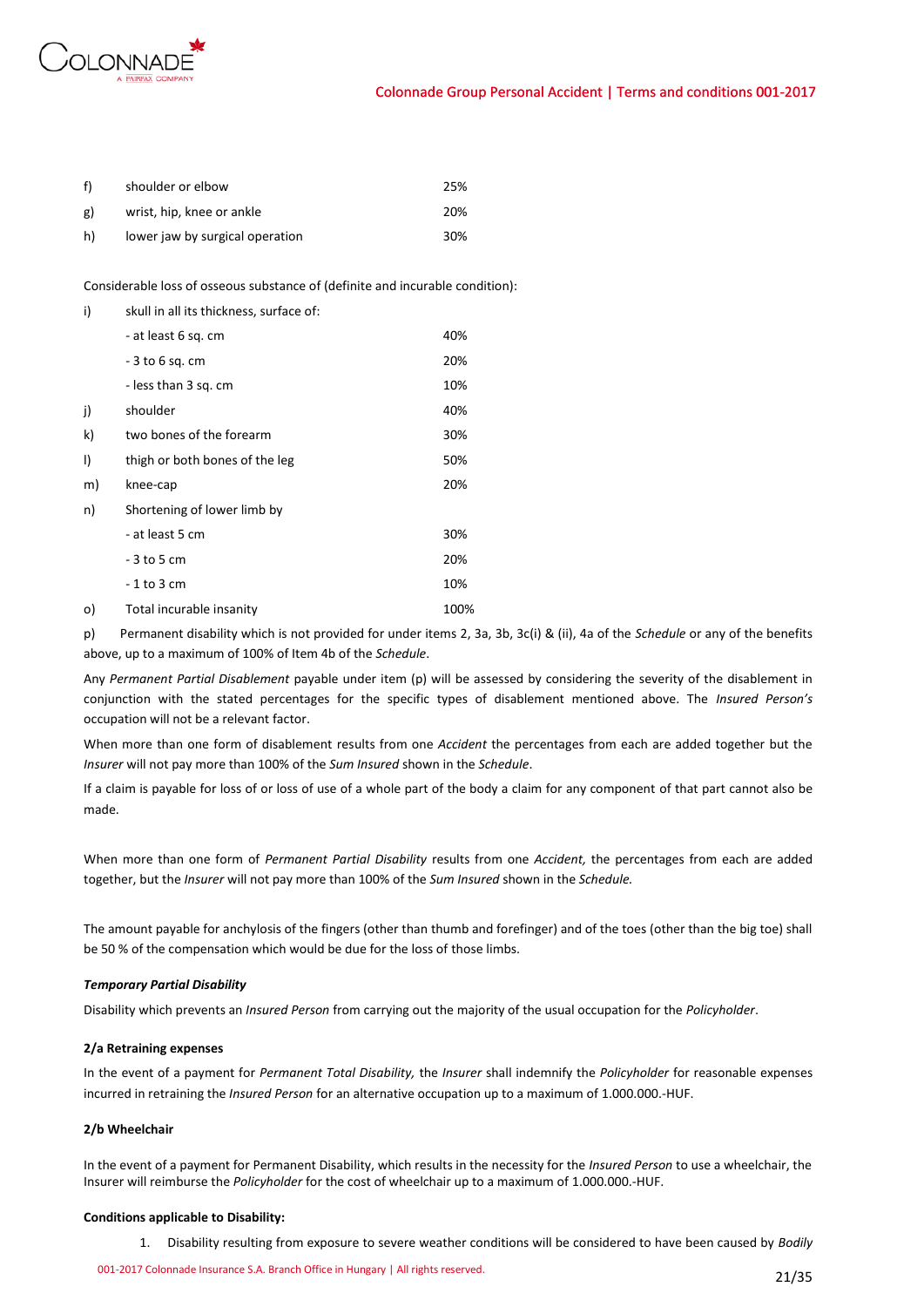| | | |
|---|---|---|
| f) | shoulder or elbow | 25% |
| g) | wrist, hip, knee or ankle | 20% |
| h) | lower jaw by surgical operation | 30% |

Considerable loss of osseous substance of (definite and incurable condition):

| | | |
|---|---|---|
| i) | skull in all its thickness, surface of: | |
| | - at least 6 sq. cm | 40% |
| | - 3 to 6 sq. cm | 20% |
| | - less than 3 sq. cm | 10% |
| j) | shoulder | 40% |
| k) | two bones of the forearm | 30% |
| l) | thigh or both bones of the leg | 50% |
| m) | knee-cap | 20% |
| n) | Shortening of lower limb by | |
| | - at least 5 cm | 30% |
| | - 3 to 5 cm | 20% |
| | - 1 to 3 cm | 10% |
| o) | Total incurable insanity | 100% |

p) Permanent disability which is not provided for under items 2, 3a, 3b, 3c(i) & (ii), 4a of the *Schedule* or any of the benefits above, up to a maximum of 100% of Item 4b of the *Schedule*.

Any *Permanent Partial Disablement* payable under item (p) will be assessed by considering the severity of the disablement in conjunction with the stated percentages for the specific types of disablement mentioned above. The *Insured Person's* occupation will not be a relevant factor.

When more than one form of disablement results from one *Accident* the percentages from each are added together but the *Insurer* will not pay more than 100% of the *Sum Insured* shown in the *Schedule*.

If a claim is payable for loss of or loss of use of a whole part of the body a claim for any component of that part cannot also be made.

When more than one form of *Permanent Partial Disability* results from one *Accident,* the percentages from each are added together, but the *Insurer* will not pay more than 100% of the *Sum Insured* shown in the *Schedule.*

The amount payable for anchylosis of the fingers (other than thumb and forefinger) and of the toes (other than the big toe) shall be 50 % of the compensation which would be due for the loss of those limbs.

***Temporary Partial Disability***

Disability which prevents an *Insured Person* from carrying out the majority of the usual occupation for the *Policyholder*.

**2/a Retraining expenses**

In the event of a payment for *Permanent Total Disability,* the *Insurer* shall indemnify the *Policyholder* for reasonable expenses incurred in retraining the *Insured Person* for an alternative occupation up to a maximum of 1.000.000.-HUF.

**2/b Wheelchair**

In the event of a payment for Permanent Disability, which results in the necessity for the *Insured Person* to use a wheelchair, the Insurer will reimburse the *Policyholder* for the cost of wheelchair up to a maximum of 1.000.000.-HUF.

**Conditions applicable to Disability:**

1. Disability resulting from exposure to severe weather conditions will be considered to have been caused by *Bodily*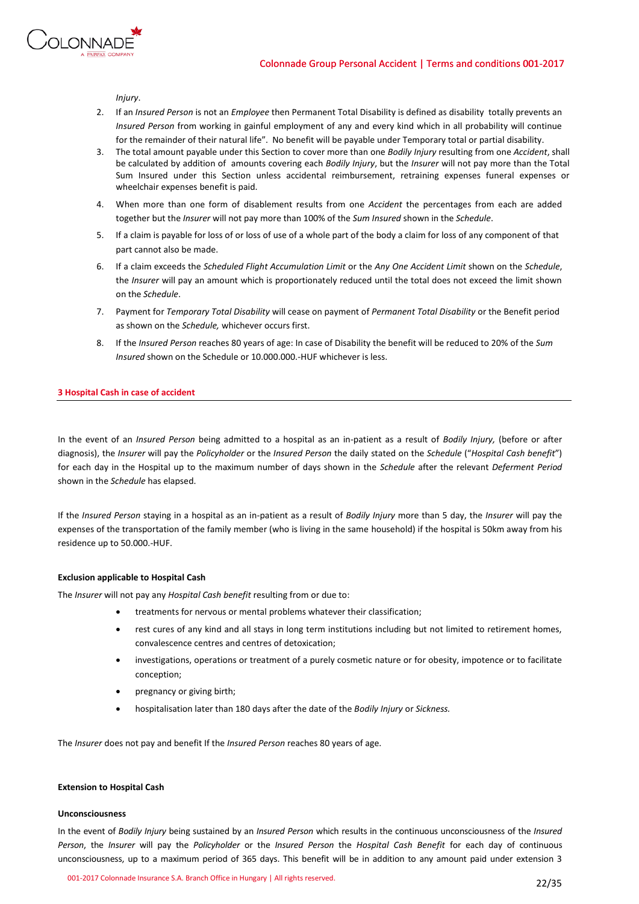*Injury*.

2. If an *Insured Person* is not an *Employee* then Permanent Total Disability is defined as disability totally prevents an *Insured Person* from working in gainful employment of any and every kind which in all probability will continue for the remainder of their natural life". No benefit will be payable under Temporary total or partial disability.
3. The total amount payable under this Section to cover more than one *Bodily Injury* resulting from one *Accident*, shall be calculated by addition of amounts covering each *Bodily Injury*, but the *Insurer* will not pay more than the Total Sum Insured under this Section unless accidental reimbursement, retraining expenses funeral expenses or wheelchair expenses benefit is paid.
4. When more than one form of disablement results from one *Accident* the percentages from each are added together but the *Insurer* will not pay more than 100% of the *Sum Insured* shown in the *Schedule*.
5. If a claim is payable for loss of or loss of use of a whole part of the body a claim for loss of any component of that part cannot also be made.
6. If a claim exceeds the *Scheduled Flight Accumulation Limit* or the *Any One Accident Limit* shown on the *Schedule*, the *Insurer* will pay an amount which is proportionately reduced until the total does not exceed the limit shown on the *Schedule*.
7. Payment for *Temporary Total Disability* will cease on payment of *Permanent Total Disability* or the Benefit period as shown on the *Schedule,* whichever occurs first.
8. If the *Insured Person* reaches 80 years of age: In case of Disability the benefit will be reduced to 20% of the *Sum Insured* shown on the Schedule or 10.000.000.-HUF whichever is less.

## 3 Hospital Cash in case of accident

In the event of an *Insured Person* being admitted to a hospital as an in-patient as a result of *Bodily Injury,* (before or after diagnosis), the *Insurer* will pay the *Policyholder* or the *Insured Person* the daily stated on the *Schedule* ("*Hospital Cash benefit*") for each day in the Hospital up to the maximum number of days shown in the *Schedule* after the relevant *Deferment Period* shown in the *Schedule* has elapsed.

If the *Insured Person* staying in a hospital as an in-patient as a result of *Bodily Injury* more than 5 day, the *Insurer* will pay the expenses of the transportation of the family member (who is living in the same household) if the hospital is 50km away from his residence up to 50.000.-HUF.

**Exclusion applicable to Hospital Cash**

The *Insurer* will not pay any *Hospital Cash benefit* resulting from or due to:

- treatments for nervous or mental problems whatever their classification;
- rest cures of any kind and all stays in long term institutions including but not limited to retirement homes, convalescence centres and centres of detoxication;
- investigations, operations or treatment of a purely cosmetic nature or for obesity, impotence or to facilitate conception;
- pregnancy or giving birth;
- hospitalisation later than 180 days after the date of the *Bodily Injury* or *Sickness.*

The *Insurer* does not pay and benefit If the *Insured Person* reaches 80 years of age.

**Extension to Hospital Cash**

**Unconsciousness**

In the event of *Bodily Injury* being sustained by an *Insured Person* which results in the continuous unconsciousness of the *Insured Person*, the *Insurer* will pay the *Policyholder* or the *Insured Person* the *Hospital Cash Benefit* for each day of continuous unconsciousness, up to a maximum period of 365 days. This benefit will be in addition to any amount paid under extension 3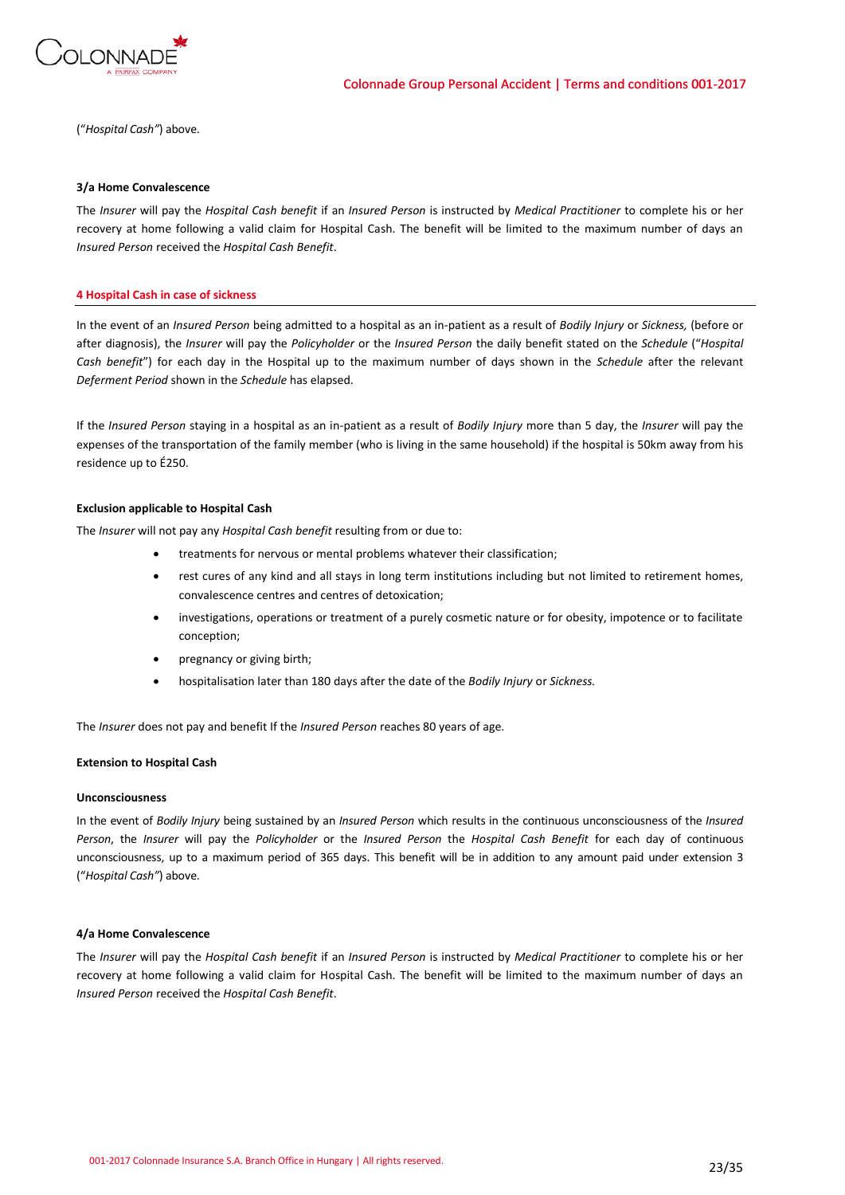("*Hospital Cash"*) above.

**3/a Home Convalescence**

The *Insurer* will pay the *Hospital Cash benefit* if an *Insured Person* is instructed by *Medical Practitioner* to complete his or her recovery at home following a valid claim for Hospital Cash. The benefit will be limited to the maximum number of days an *Insured Person* received the *Hospital Cash Benefit*.

## 4 Hospital Cash in case of sickness

In the event of an *Insured Person* being admitted to a hospital as an in-patient as a result of *Bodily Injury* or *Sickness,* (before or after diagnosis), the *Insurer* will pay the *Policyholder* or the *Insured Person* the daily benefit stated on the *Schedule* ("*Hospital Cash benefit*") for each day in the Hospital up to the maximum number of days shown in the *Schedule* after the relevant *Deferment Period* shown in the *Schedule* has elapsed.

If the *Insured Person* staying in a hospital as an in-patient as a result of *Bodily Injury* more than 5 day, the *Insurer* will pay the expenses of the transportation of the family member (who is living in the same household) if the hospital is 50km away from his residence up to É250.

**Exclusion applicable to Hospital Cash**

The *Insurer* will not pay any *Hospital Cash benefit* resulting from or due to:

- treatments for nervous or mental problems whatever their classification;
- rest cures of any kind and all stays in long term institutions including but not limited to retirement homes, convalescence centres and centres of detoxication;
- investigations, operations or treatment of a purely cosmetic nature or for obesity, impotence or to facilitate conception;
- pregnancy or giving birth;
- hospitalisation later than 180 days after the date of the *Bodily Injury* or *Sickness.*

The *Insurer* does not pay and benefit If the *Insured Person* reaches 80 years of age.

**Extension to Hospital Cash**

**Unconsciousness**

In the event of *Bodily Injury* being sustained by an *Insured Person* which results in the continuous unconsciousness of the *Insured Person*, the *Insurer* will pay the *Policyholder* or the *Insured Person* the *Hospital Cash Benefit* for each day of continuous unconsciousness, up to a maximum period of 365 days. This benefit will be in addition to any amount paid under extension 3 ("*Hospital Cash"*) above.

**4/a Home Convalescence**

The *Insurer* will pay the *Hospital Cash benefit* if an *Insured Person* is instructed by *Medical Practitioner* to complete his or her recovery at home following a valid claim for Hospital Cash. The benefit will be limited to the maximum number of days an *Insured Person* received the *Hospital Cash Benefit*.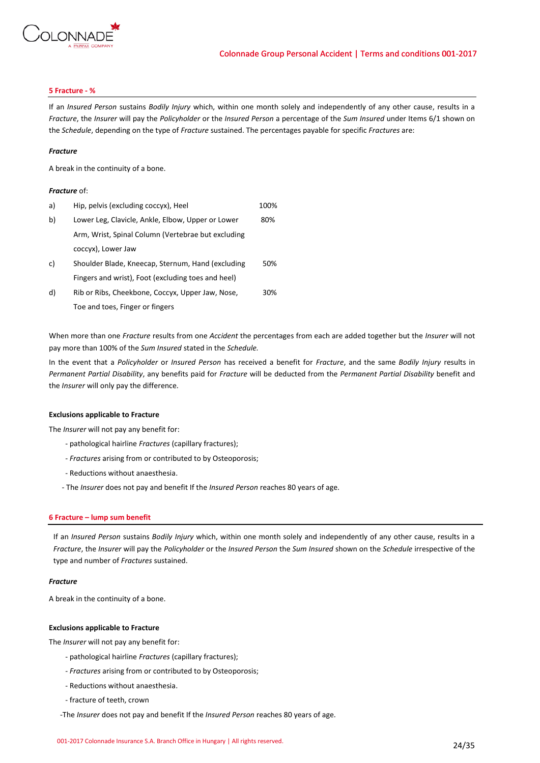#### 5 Fracture - %

If an *Insured Person* sustains *Bodily Injury* which, within one month solely and independently of any other cause, results in a *Fracture*, the *Insurer* will pay the *Policyholder* or the *Insured Person* a percentage of the *Sum Insured* under Items 6/1 shown on the *Schedule*, depending on the type of *Fracture* sustained. The percentages payable for specific *Fractures* are:

***Fracture***

A break in the continuity of a bone.

***Fracture*** of:

| | | |
|---|---|---|
| a) | Hip, pelvis (excluding coccyx), Heel | 100% |
| b) | Lower Leg, Clavicle, Ankle, Elbow, Upper or Lower Arm, Wrist, Spinal Column (Vertebrae but excluding coccyx), Lower Jaw | 80% |
| c) | Shoulder Blade, Kneecap, Sternum, Hand (excluding Fingers and wrist), Foot (excluding toes and heel) | 50% |
| d) | Rib or Ribs, Cheekbone, Coccyx, Upper Jaw, Nose, Toe and toes, Finger or fingers | 30% |

When more than one *Fracture* results from one *Accident* the percentages from each are added together but the *Insurer* will not pay more than 100% of the *Sum Insured* stated in the *Schedule.*

In the event that a *Policyholder* or *Insured Person* has received a benefit for *Fracture*, and the same *Bodily Injury* results in *Permanent Partial Disability*, any benefits paid for *Fracture* will be deducted from the *Permanent Partial Disability* benefit and the *Insurer* will only pay the difference.

**Exclusions applicable to Fracture**

The *Insurer* will not pay any benefit for:

- pathological hairline *Fractures* (capillary fractures);
- *Fractures* arising from or contributed to by Osteoporosis;
- Reductions without anaesthesia.
- The *Insurer* does not pay and benefit If the *Insured Person* reaches 80 years of age.

#### 6 Fracture – lump sum benefit

If an *Insured Person* sustains *Bodily Injury* which, within one month solely and independently of any other cause, results in a *Fracture*, the *Insurer* will pay the *Policyholder* or the *Insured Person* the *Sum Insured* shown on the *Schedule* irrespective of the type and number of *Fractures* sustained.

***Fracture***

A break in the continuity of a bone.

**Exclusions applicable to Fracture**

The *Insurer* will not pay any benefit for:

- pathological hairline *Fractures* (capillary fractures);
- *Fractures* arising from or contributed to by Osteoporosis;
- Reductions without anaesthesia.
- fracture of teeth, crown
- The *Insurer* does not pay and benefit If the *Insured Person* reaches 80 years of age.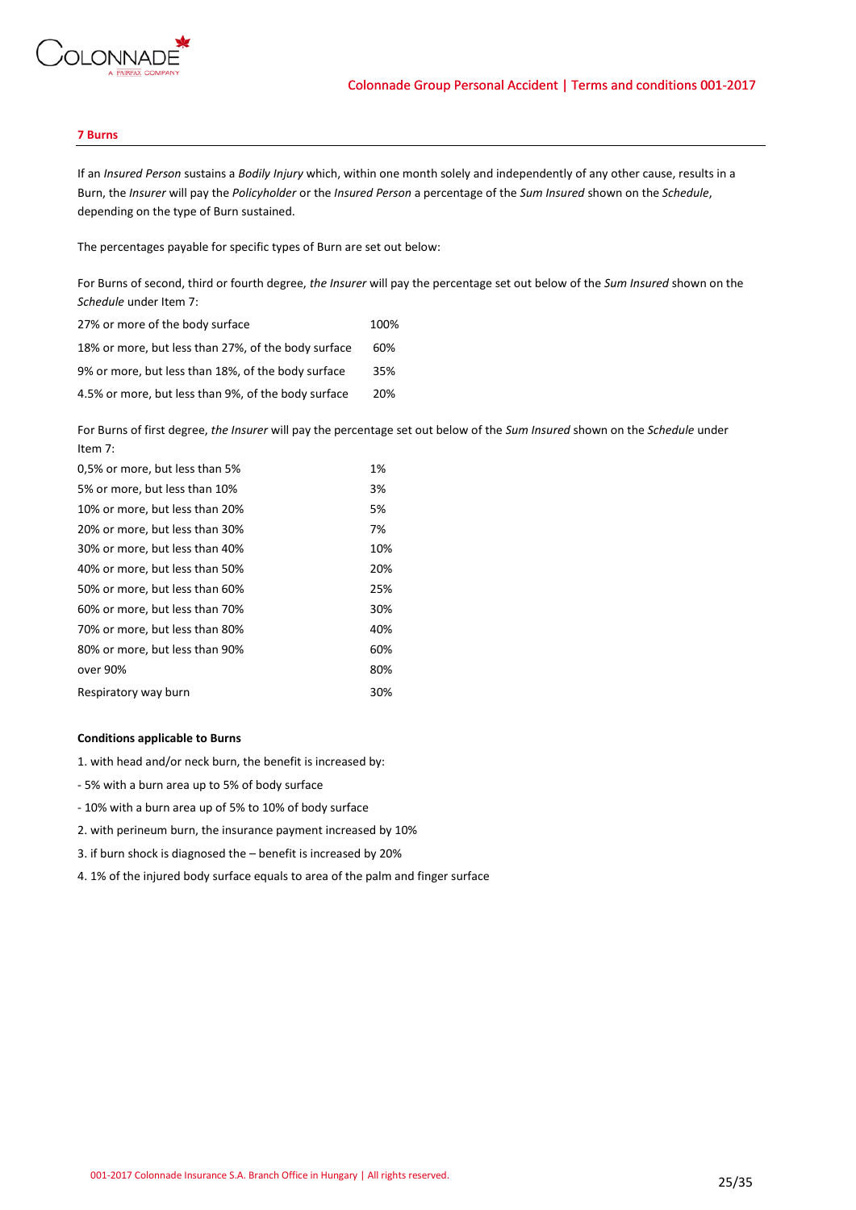## 7 Burns

If an *Insured Person* sustains a *Bodily Injury* which, within one month solely and independently of any other cause, results in a Burn, the *Insurer* will pay the *Policyholder* or the *Insured Person* a percentage of the *Sum Insured* shown on the *Schedule*, depending on the type of Burn sustained.

The percentages payable for specific types of Burn are set out below:

For Burns of second, third or fourth degree, *the Insurer* will pay the percentage set out below of the *Sum Insured* shown on the *Schedule* under Item 7:

| | |
|---|---|
| 27% or more of the body surface | 100% |
| 18% or more, but less than 27%, of the body surface | 60% |
| 9% or more, but less than 18%, of the body surface | 35% |
| 4.5% or more, but less than 9%, of the body surface | 20% |

For Burns of first degree, *the Insurer* will pay the percentage set out below of the *Sum Insured* shown on the *Schedule* under Item 7:

| | |
|---|---|
| 0,5% or more, but less than 5% | 1% |
| 5% or more, but less than 10% | 3% |
| 10% or more, but less than 20% | 5% |
| 20% or more, but less than 30% | 7% |
| 30% or more, but less than 40% | 10% |
| 40% or more, but less than 50% | 20% |
| 50% or more, but less than 60% | 25% |
| 60% or more, but less than 70% | 30% |
| 70% or more, but less than 80% | 40% |
| 80% or more, but less than 90% | 60% |
| over 90% | 80% |
| Respiratory way burn | 30% |

**Conditions applicable to Burns**

1. with head and/or neck burn, the benefit is increased by:

- 5% with a burn area up to 5% of body surface

- 10% with a burn area up of 5% to 10% of body surface

2. with perineum burn, the insurance payment increased by 10%

3. if burn shock is diagnosed the – benefit is increased by 20%

4. 1% of the injured body surface equals to area of the palm and finger surface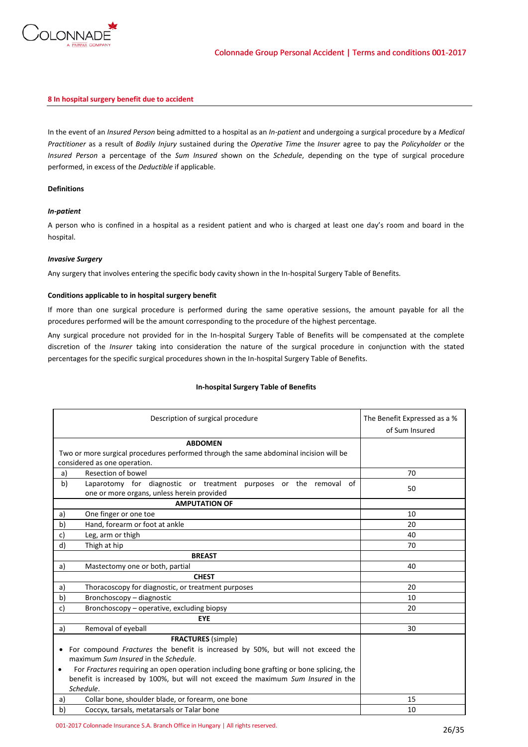## 8 In hospital surgery benefit due to accident

In the event of an *Insured Person* being admitted to a hospital as an *In-patient* and undergoing a surgical procedure by a *Medical Practitioner* as a result of *Bodily Injury* sustained during the *Operative Time* the *Insurer* agree to pay the *Policyholder* or the *Insured Person* a percentage of the *Sum Insured* shown on the *Schedule*, depending on the type of surgical procedure performed, in excess of the *Deductible* if applicable.

**Definitions**

***In-patient***

A person who is confined in a hospital as a resident patient and who is charged at least one day's room and board in the hospital.

***Invasive Surgery***

Any surgery that involves entering the specific body cavity shown in the In-hospital Surgery Table of Benefits.

**Conditions applicable to in hospital surgery benefit**

If more than one surgical procedure is performed during the same operative sessions, the amount payable for all the procedures performed will be the amount corresponding to the procedure of the highest percentage.

Any surgical procedure not provided for in the In-hospital Surgery Table of Benefits will be compensated at the complete discretion of the *Insurer* taking into consideration the nature of the surgical procedure in conjunction with the stated percentages for the specific surgical procedures shown in the In-hospital Surgery Table of Benefits.

**In-hospital Surgery Table of Benefits**

| | Description of surgical procedure | The Benefit Expressed as a % of Sum Insured |
|---|---|---|
| | **ABDOMEN**<br>Two or more surgical procedures performed through the same abdominal incision will be considered as one operation. | |
| a) | Resection of bowel | 70 |
| b) | Laparotomy for diagnostic or treatment purposes or the removal of one or more organs, unless herein provided | 50 |
| | **AMPUTATION OF** | |
| a) | One finger or one toe | 10 |
| b) | Hand, forearm or foot at ankle | 20 |
| c) | Leg, arm or thigh | 40 |
| d) | Thigh at hip | 70 |
| | **BREAST** | |
| a) | Mastectomy one or both, partial | 40 |
| | **CHEST** | |
| a) | Thoracoscopy for diagnostic, or treatment purposes | 20 |
| b) | Bronchoscopy – diagnostic | 10 |
| c) | Bronchoscopy – operative, excluding biopsy | 20 |
| | **EYE** | |
| a) | Removal of eyeball | 30 |
| | **FRACTURES** (simple)<br>• For compound *Fractures* the benefit is increased by 50%, but will not exceed the maximum *Sum Insured* in the *Schedule*.<br>• For *Fractures* requiring an open operation including bone grafting or bone splicing, the benefit is increased by 100%, but will not exceed the maximum *Sum Insured* in the *Schedule*. | |
| a) | Collar bone, shoulder blade, or forearm, one bone | 15 |
| b) | Coccyx, tarsals, metatarsals or Talar bone | 10 |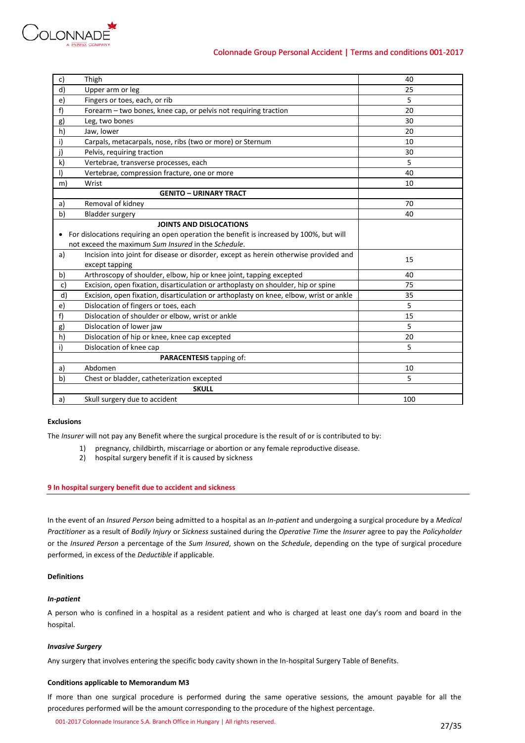| | | |
|---|---|---|
| c) | Thigh | 40 |
| d) | Upper arm or leg | 25 |
| e) | Fingers or toes, each, or rib | 5 |
| f) | Forearm – two bones, knee cap, or pelvis not requiring traction | 20 |
| g) | Leg, two bones | 30 |
| h) | Jaw, lower | 20 |
| i) | Carpals, metacarpals, nose, ribs (two or more) or Sternum | 10 |
| j) | Pelvis, requiring traction | 30 |
| k) | Vertebrae, transverse processes, each | 5 |
| l) | Vertebrae, compression fracture, one or more | 40 |
| m) | Wrist | 10 |
| | **GENITO – URINARY TRACT** | |
| a) | Removal of kidney | 70 |
| b) | Bladder surgery | 40 |
| | **JOINTS AND DISLOCATIONS**<br>• For dislocations requiring an open operation the benefit is increased by 100%, but will not exceed the maximum *Sum Insured* in the *Schedule*. | |
| a) | Incision into joint for disease or disorder, except as herein otherwise provided and except tapping | 15 |
| b) | Arthroscopy of shoulder, elbow, hip or knee joint, tapping excepted | 40 |
| c) | Excision, open fixation, disarticulation or arthoplasty on shoulder, hip or spine | 75 |
| d) | Excision, open fixation, disarticulation or arthoplasty on knee, elbow, wrist or ankle | 35 |
| e) | Dislocation of fingers or toes, each | 5 |
| f) | Dislocation of shoulder or elbow, wrist or ankle | 15 |
| g) | Dislocation of lower jaw | 5 |
| h) | Dislocation of hip or knee, knee cap excepted | 20 |
| i) | Dislocation of knee cap | 5 |
| | **PARACENTESIS** tapping of: | |
| a) | Abdomen | 10 |
| b) | Chest or bladder, catheterization excepted | 5 |
| | **SKULL** | |
| a) | Skull surgery due to accident | 100 |

**Exclusions**

The *Insurer* will not pay any Benefit where the surgical procedure is the result of or is contributed to by:

1) pregnancy, childbirth, miscarriage or abortion or any female reproductive disease.
2) hospital surgery benefit if it is caused by sickness

## 9 In hospital surgery benefit due to accident and sickness

In the event of an *Insured Person* being admitted to a hospital as an *In-patient* and undergoing a surgical procedure by a *Medical Practitioner* as a result of *Bodily Injury* or *Sickness* sustained during the *Operative Time* the *Insurer* agree to pay the *Policyholder* or the *Insured Person* a percentage of the *Sum Insured*, shown on the *Schedule*, depending on the type of surgical procedure performed, in excess of the *Deductible* if applicable.

**Definitions**

***In-patient***

A person who is confined in a hospital as a resident patient and who is charged at least one day's room and board in the hospital.

***Invasive Surgery***

Any surgery that involves entering the specific body cavity shown in the In-hospital Surgery Table of Benefits.

**Conditions applicable to Memorandum M3**

If more than one surgical procedure is performed during the same operative sessions, the amount payable for all the procedures performed will be the amount corresponding to the procedure of the highest percentage.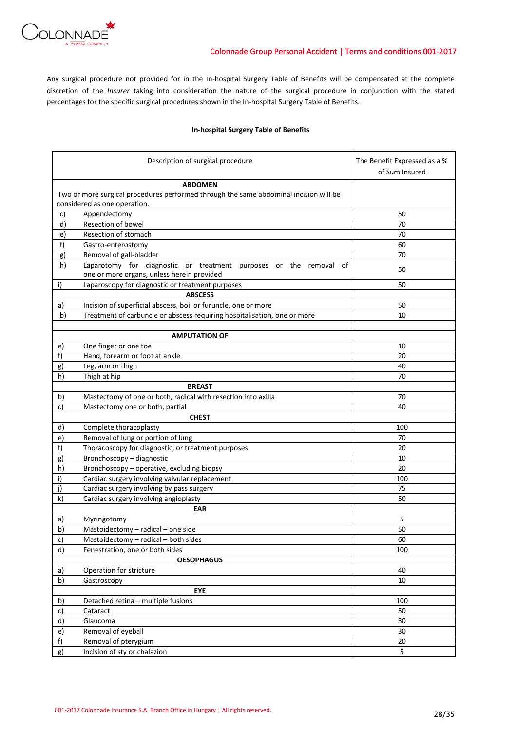Any surgical procedure not provided for in the In-hospital Surgery Table of Benefits will be compensated at the complete discretion of the *Insurer* taking into consideration the nature of the surgical procedure in conjunction with the stated percentages for the specific surgical procedures shown in the In-hospital Surgery Table of Benefits.

**In-hospital Surgery Table of Benefits**

| | Description of surgical procedure | The Benefit Expressed as a % of Sum Insured |
|---|---|---|
| | **ABDOMEN** Two or more surgical procedures performed through the same abdominal incision will be considered as one operation. | |
| c) | Appendectomy | 50 |
| d) | Resection of bowel | 70 |
| e) | Resection of stomach | 70 |
| f) | Gastro-enterostomy | 60 |
| g) | Removal of gall-bladder | 70 |
| h) | Laparotomy for diagnostic or treatment purposes or the removal of one or more organs, unless herein provided | 50 |
| i) | Laparoscopy for diagnostic or treatment purposes | 50 |
| | **ABSCESS** | |
| a) | Incision of superficial abscess, boil or furuncle, one or more | 50 |
| b) | Treatment of carbuncle or abscess requiring hospitalisation, one or more | 10 |
| | | |
| | **AMPUTATION OF** | |
| e) | One finger or one toe | 10 |
| f) | Hand, forearm or foot at ankle | 20 |
| g) | Leg, arm or thigh | 40 |
| h) | Thigh at hip | 70 |
| | **BREAST** | |
| b) | Mastectomy of one or both, radical with resection into axilla | 70 |
| c) | Mastectomy one or both, partial | 40 |
| | **CHEST** | |
| d) | Complete thoracoplasty | 100 |
| e) | Removal of lung or portion of lung | 70 |
| f) | Thoracoscopy for diagnostic, or treatment purposes | 20 |
| g) | Bronchoscopy – diagnostic | 10 |
| h) | Bronchoscopy – operative, excluding biopsy | 20 |
| i) | Cardiac surgery involving valvular replacement | 100 |
| j) | Cardiac surgery involving by pass surgery | 75 |
| k) | Cardiac surgery involving angioplasty | 50 |
| | **EAR** | |
| a) | Myringotomy | 5 |
| b) | Mastoidectomy – radical – one side | 50 |
| c) | Mastoidectomy – radical – both sides | 60 |
| d) | Fenestration, one or both sides | 100 |
| | **OESOPHAGUS** | |
| a) | Operation for stricture | 40 |
| b) | Gastroscopy | 10 |
| | **EYE** | |
| b) | Detached retina – multiple fusions | 100 |
| c) | Cataract | 50 |
| d) | Glaucoma | 30 |
| e) | Removal of eyeball | 30 |
| f) | Removal of pterygium | 20 |
| g) | Incision of sty or chalazion | 5 |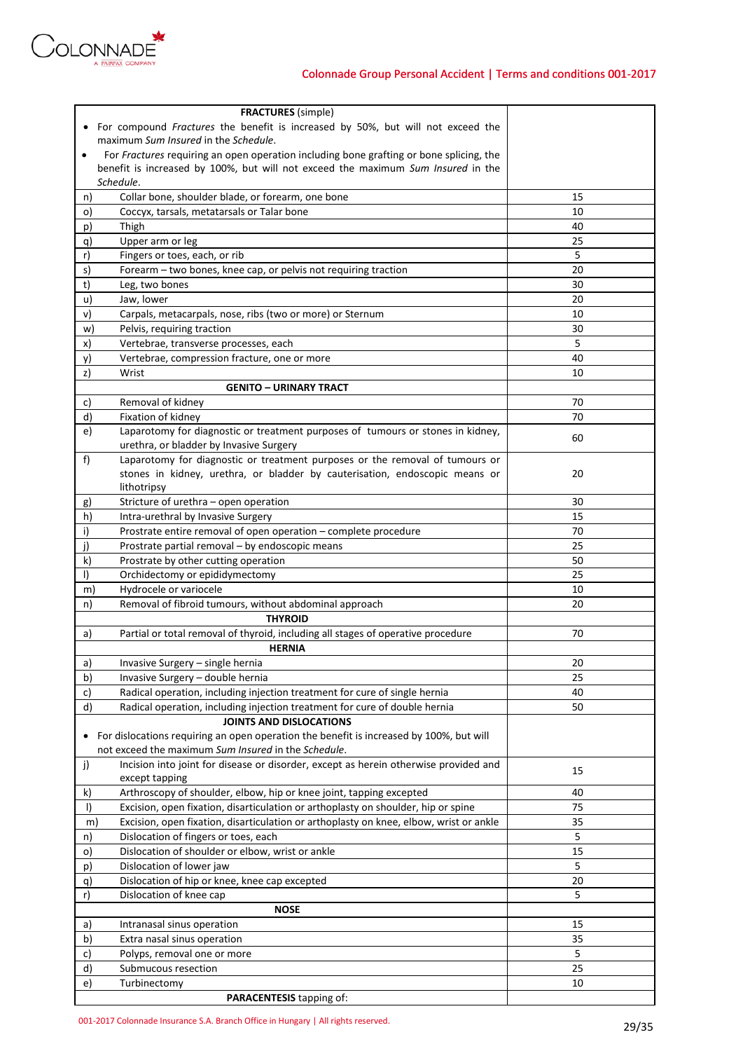| | | |
|---|---|---|
| | **FRACTURES** (simple)<br>• For compound *Fractures* the benefit is increased by 50%, but will not exceed the maximum *Sum Insured* in the *Schedule*.<br>• For *Fractures* requiring an open operation including bone grafting or bone splicing, the benefit is increased by 100%, but will not exceed the maximum *Sum Insured* in the *Schedule*. | |
| n) | Collar bone, shoulder blade, or forearm, one bone | 15 |
| o) | Coccyx, tarsals, metatarsals or Talar bone | 10 |
| p) | Thigh | 40 |
| q) | Upper arm or leg | 25 |
| r) | Fingers or toes, each, or rib | 5 |
| s) | Forearm – two bones, knee cap, or pelvis not requiring traction | 20 |
| t) | Leg, two bones | 30 |
| u) | Jaw, lower | 20 |
| v) | Carpals, metacarpals, nose, ribs (two or more) or Sternum | 10 |
| w) | Pelvis, requiring traction | 30 |
| x) | Vertebrae, transverse processes, each | 5 |
| y) | Vertebrae, compression fracture, one or more | 40 |
| z) | Wrist | 10 |
| | **GENITO – URINARY TRACT** | |
| c) | Removal of kidney | 70 |
| d) | Fixation of kidney | 70 |
| e) | Laparotomy for diagnostic or treatment purposes of tumours or stones in kidney, urethra, or bladder by Invasive Surgery | 60 |
| f) | Laparotomy for diagnostic or treatment purposes or the removal of tumours or stones in kidney, urethra, or bladder by cauterisation, endoscopic means or lithotripsy | 20 |
| g) | Stricture of urethra – open operation | 30 |
| h) | Intra-urethral by Invasive Surgery | 15 |
| i) | Prostrate entire removal of open operation – complete procedure | 70 |
| j) | Prostrate partial removal – by endoscopic means | 25 |
| k) | Prostrate by other cutting operation | 50 |
| l) | Orchidectomy or epididymectomy | 25 |
| m) | Hydrocele or variocele | 10 |
| n) | Removal of fibroid tumours, without abdominal approach | 20 |
| | **THYROID** | |
| a) | Partial or total removal of thyroid, including all stages of operative procedure | 70 |
| | **HERNIA** | |
| a) | Invasive Surgery – single hernia | 20 |
| b) | Invasive Surgery – double hernia | 25 |
| c) | Radical operation, including injection treatment for cure of single hernia | 40 |
| d) | Radical operation, including injection treatment for cure of double hernia | 50 |
| | **JOINTS AND DISLOCATIONS**<br>• For dislocations requiring an open operation the benefit is increased by 100%, but will not exceed the maximum *Sum Insured* in the *Schedule*. | |
| j) | Incision into joint for disease or disorder, except as herein otherwise provided and except tapping | 15 |
| k) | Arthroscopy of shoulder, elbow, hip or knee joint, tapping excepted | 40 |
| l) | Excision, open fixation, disarticulation or arthoplasty on shoulder, hip or spine | 75 |
| m) | Excision, open fixation, disarticulation or arthoplasty on knee, elbow, wrist or ankle | 35 |
| n) | Dislocation of fingers or toes, each | 5 |
| o) | Dislocation of shoulder or elbow, wrist or ankle | 15 |
| p) | Dislocation of lower jaw | 5 |
| q) | Dislocation of hip or knee, knee cap excepted | 20 |
| r) | Dislocation of knee cap | 5 |
| | **NOSE** | |
| a) | Intranasal sinus operation | 15 |
| b) | Extra nasal sinus operation | 35 |
| c) | Polyps, removal one or more | 5 |
| d) | Submucous resection | 25 |
| e) | Turbinectomy | 10 |
| | **PARACENTESIS** tapping of: | |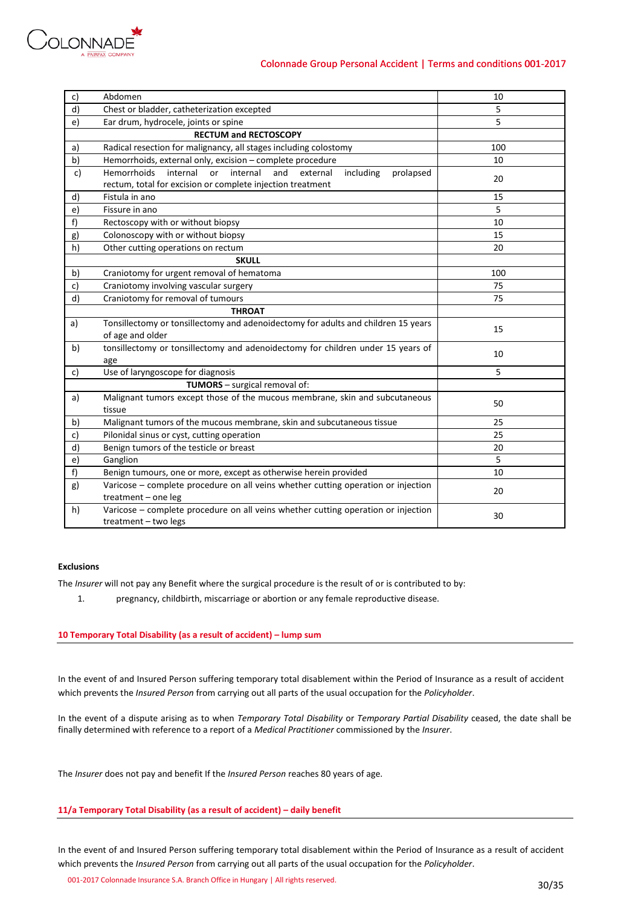| | | |
|---|---|---|
| c) | Abdomen | 10 |
| d) | Chest or bladder, catheterization excepted | 5 |
| e) | Ear drum, hydrocele, joints or spine | 5 |
| | **RECTUM and RECTOSCOPY** | |
| a) | Radical resection for malignancy, all stages including colostomy | 100 |
| b) | Hemorrhoids, external only, excision – complete procedure | 10 |
| c) | Hemorrhoids internal or internal and external including prolapsed rectum, total for excision or complete injection treatment | 20 |
| d) | Fistula in ano | 15 |
| e) | Fissure in ano | 5 |
| f) | Rectoscopy with or without biopsy | 10 |
| g) | Colonoscopy with or without biopsy | 15 |
| h) | Other cutting operations on rectum | 20 |
| | **SKULL** | |
| b) | Craniotomy for urgent removal of hematoma | 100 |
| c) | Craniotomy involving vascular surgery | 75 |
| d) | Craniotomy for removal of tumours | 75 |
| | **THROAT** | |
| a) | Tonsillectomy or tonsillectomy and adenoidectomy for adults and children 15 years of age and older | 15 |
| b) | tonsillectomy or tonsillectomy and adenoidectomy for children under 15 years of age | 10 |
| c) | Use of laryngoscope for diagnosis | 5 |
| | **TUMORS** – surgical removal of: | |
| a) | Malignant tumors except those of the mucous membrane, skin and subcutaneous tissue | 50 |
| b) | Malignant tumors of the mucous membrane, skin and subcutaneous tissue | 25 |
| c) | Pilonidal sinus or cyst, cutting operation | 25 |
| d) | Benign tumors of the testicle or breast | 20 |
| e) | Ganglion | 5 |
| f) | Benign tumours, one or more, except as otherwise herein provided | 10 |
| g) | Varicose – complete procedure on all veins whether cutting operation or injection treatment – one leg | 20 |
| h) | Varicose – complete procedure on all veins whether cutting operation or injection treatment – two legs | 30 |

**Exclusions**

The *Insurer* will not pay any Benefit where the surgical procedure is the result of or is contributed to by:

1. pregnancy, childbirth, miscarriage or abortion or any female reproductive disease.

## 10 Temporary Total Disability (as a result of accident) – lump sum

In the event of and Insured Person suffering temporary total disablement within the Period of Insurance as a result of accident which prevents the *Insured Person* from carrying out all parts of the usual occupation for the *Policyholder*.

In the event of a dispute arising as to when *Temporary Total Disability* or *Temporary Partial Disability* ceased, the date shall be finally determined with reference to a report of a *Medical Practitioner* commissioned by the *Insurer*.

The *Insurer* does not pay and benefit If the *Insured Person* reaches 80 years of age.

## 11/a Temporary Total Disability (as a result of accident) – daily benefit

In the event of and Insured Person suffering temporary total disablement within the Period of Insurance as a result of accident which prevents the *Insured Person* from carrying out all parts of the usual occupation for the *Policyholder*.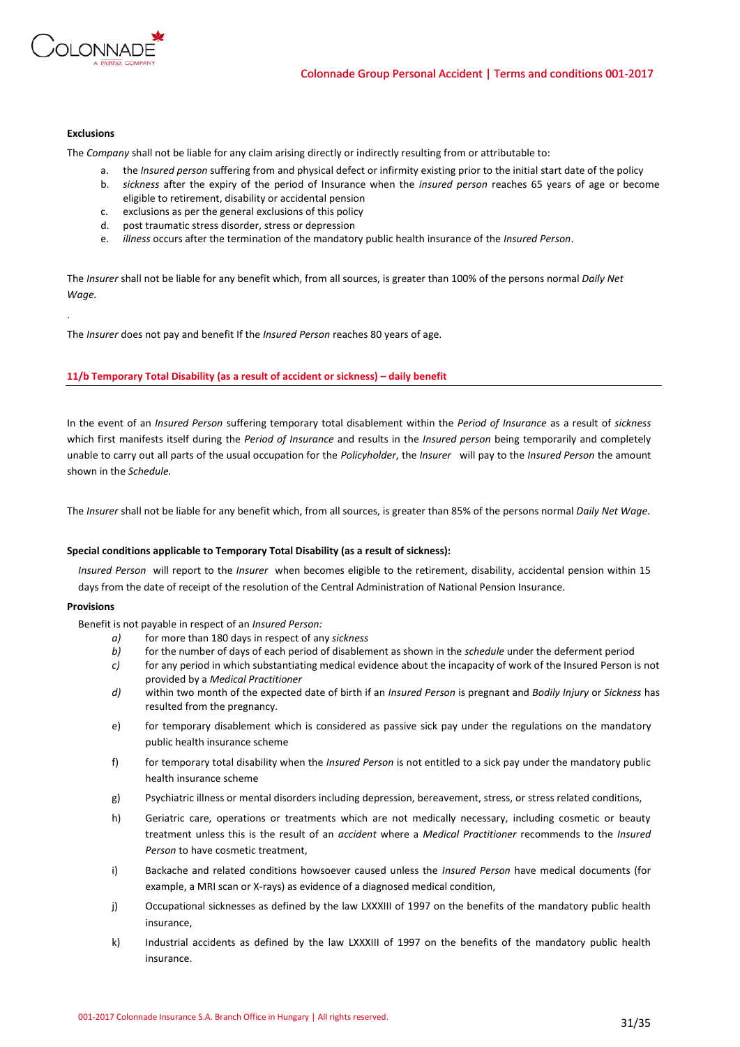**Exclusions**

The *Company* shall not be liable for any claim arising directly or indirectly resulting from or attributable to:

a. the *Insured person* suffering from and physical defect or infirmity existing prior to the initial start date of the policy
b. *sickness* after the expiry of the period of Insurance when the *insured person* reaches 65 years of age or become eligible to retirement, disability or accidental pension
c. exclusions as per the general exclusions of this policy
d. post traumatic stress disorder, stress or depression
e. *illness* occurs after the termination of the mandatory public health insurance of the *Insured Person*.

The *Insurer* shall not be liable for any benefit which, from all sources, is greater than 100% of the persons normal *Daily Net Wage.*

.

The *Insurer* does not pay and benefit If the *Insured Person* reaches 80 years of age.

## 11/b Temporary Total Disability (as a result of accident or sickness) – daily benefit

In the event of an *Insured Person* suffering temporary total disablement within the *Period of Insurance* as a result of *sickness* which first manifests itself during the *Period of Insurance* and results in the *Insured person* being temporarily and completely unable to carry out all parts of the usual occupation for the *Policyholder*, the *Insurer* will pay to the *Insured Person* the amount shown in the *Schedule.*

The *Insurer* shall not be liable for any benefit which, from all sources, is greater than 85% of the persons normal *Daily Net Wage*.

**Special conditions applicable to Temporary Total Disability (as a result of sickness):**

*Insured Person* will report to the *Insurer* when becomes eligible to the retirement, disability, accidental pension within 15 days from the date of receipt of the resolution of the Central Administration of National Pension Insurance.

**Provisions**

Benefit is not payable in respect of an *Insured Person:*

*a)* for more than 180 days in respect of any *sickness*
*b)* for the number of days of each period of disablement as shown in the *schedule* under the deferment period
*c)* for any period in which substantiating medical evidence about the incapacity of work of the Insured Person is not provided by a *Medical Practitioner*
*d)* within two month of the expected date of birth if an *Insured Person* is pregnant and *Bodily Injury* or *Sickness* has resulted from the pregnancy.
e) for temporary disablement which is considered as passive sick pay under the regulations on the mandatory public health insurance scheme
f) for temporary total disability when the *Insured Person* is not entitled to a sick pay under the mandatory public health insurance scheme
g) Psychiatric illness or mental disorders including depression, bereavement, stress, or stress related conditions,
h) Geriatric care, operations or treatments which are not medically necessary, including cosmetic or beauty treatment unless this is the result of an *accident* where a *Medical Practitioner* recommends to the *Insured Person* to have cosmetic treatment,
i) Backache and related conditions howsoever caused unless the *Insured Person* have medical documents (for example, a MRI scan or X-rays) as evidence of a diagnosed medical condition,
j) Occupational sicknesses as defined by the law LXXXIII of 1997 on the benefits of the mandatory public health insurance,
k) Industrial accidents as defined by the law LXXXIII of 1997 on the benefits of the mandatory public health insurance.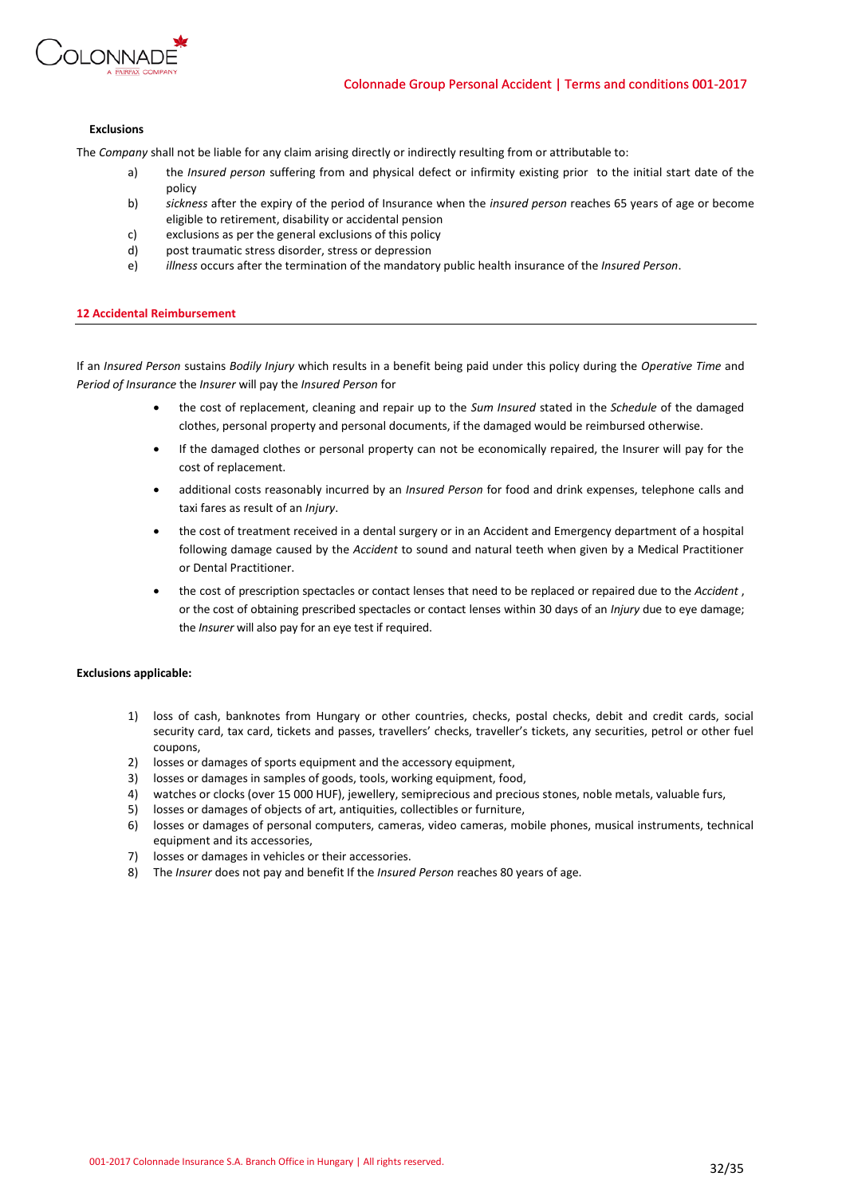**Exclusions**

The *Company* shall not be liable for any claim arising directly or indirectly resulting from or attributable to:

a) the *Insured person* suffering from and physical defect or infirmity existing prior to the initial start date of the policy

b) *sickness* after the expiry of the period of Insurance when the *insured person* reaches 65 years of age or become eligible to retirement, disability or accidental pension

c) exclusions as per the general exclusions of this policy

d) post traumatic stress disorder, stress or depression

e) *illness* occurs after the termination of the mandatory public health insurance of the *Insured Person*.

## 12 Accidental Reimbursement

If an *Insured Person* sustains *Bodily Injury* which results in a benefit being paid under this policy during the *Operative Time* and *Period of Insurance* the *Insurer* will pay the *Insured Person* for

- the cost of replacement, cleaning and repair up to the *Sum Insured* stated in the *Schedule* of the damaged clothes, personal property and personal documents, if the damaged would be reimbursed otherwise.
- If the damaged clothes or personal property can not be economically repaired, the Insurer will pay for the cost of replacement.
- additional costs reasonably incurred by an *Insured Person* for food and drink expenses, telephone calls and taxi fares as result of an *Injury*.
- the cost of treatment received in a dental surgery or in an Accident and Emergency department of a hospital following damage caused by the *Accident* to sound and natural teeth when given by a Medical Practitioner or Dental Practitioner.
- the cost of prescription spectacles or contact lenses that need to be replaced or repaired due to the *Accident* , or the cost of obtaining prescribed spectacles or contact lenses within 30 days of an *Injury* due to eye damage; the *Insurer* will also pay for an eye test if required.

**Exclusions applicable:**

1) loss of cash, banknotes from Hungary or other countries, checks, postal checks, debit and credit cards, social security card, tax card, tickets and passes, travellers' checks, traveller's tickets, any securities, petrol or other fuel coupons,
2) losses or damages of sports equipment and the accessory equipment,
3) losses or damages in samples of goods, tools, working equipment, food,
4) watches or clocks (over 15 000 HUF), jewellery, semiprecious and precious stones, noble metals, valuable furs,
5) losses or damages of objects of art, antiquities, collectibles or furniture,
6) losses or damages of personal computers, cameras, video cameras, mobile phones, musical instruments, technical equipment and its accessories,
7) losses or damages in vehicles or their accessories.
8) The *Insurer* does not pay and benefit If the *Insured Person* reaches 80 years of age.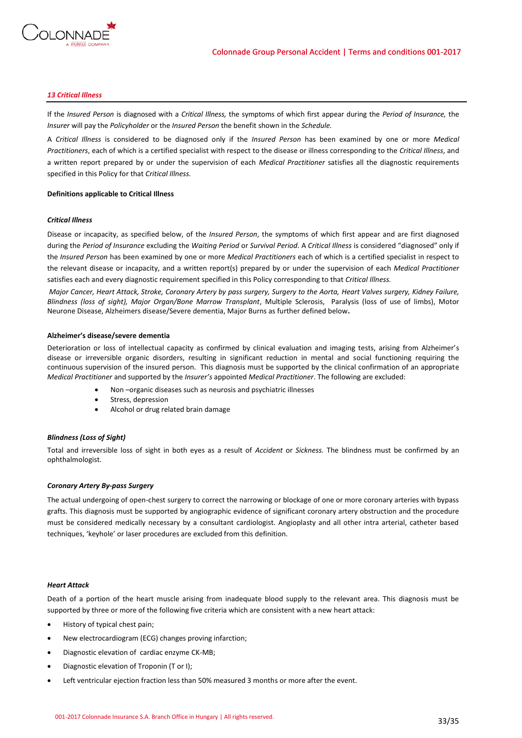### *13 Critical Illness*

If the *Insured Person* is diagnosed with a *Critical Illness,* the symptoms of which first appear during the *Period of Insurance,* the *Insurer* will pay the *Policyholder* or the *Insured Person* the benefit shown in the *Schedule.*

A *Critical Illness* is considered to be diagnosed only if the *Insured Person* has been examined by one or more *Medical Practitioners*, each of which is a certified specialist with respect to the disease or illness corresponding to the *Critical Illness*, and a written report prepared by or under the supervision of each *Medical Practitioner* satisfies all the diagnostic requirements specified in this Policy for that *Critical Illness.*

**Definitions applicable to Critical Illness**

***Critical Illness***

Disease or incapacity, as specified below, of the *Insured Person*, the symptoms of which first appear and are first diagnosed during the *Period of Insurance* excluding the *Waiting Period* or *Survival Period*. A *Critical Illness* is considered "diagnosed" only if the *Insured Person* has been examined by one or more *Medical Practitioners* each of which is a certified specialist in respect to the relevant disease or incapacity, and a written report(s) prepared by or under the supervision of each *Medical Practitioner* satisfies each and every diagnostic requirement specified in this Policy corresponding to that *Critical Illness.*

*Major Cancer, Heart Attack, Stroke, Coronary Artery by pass surgery, Surgery to the Aorta, Heart Valves surgery, Kidney Failure, Blindness (loss of sight), Major Organ/Bone Marrow Transplant*, Multiple Sclerosis, Paralysis (loss of use of limbs), Motor Neurone Disease, Alzheimers disease/Severe dementia, Major Burns as further defined below**.**

**Alzheimer's disease/severe dementia**

Deterioration or loss of intellectual capacity as confirmed by clinical evaluation and imaging tests, arising from Alzheimer's disease or irreversible organic disorders, resulting in significant reduction in mental and social functioning requiring the continuous supervision of the insured person. This diagnosis must be supported by the clinical confirmation of an appropriate *Medical Practitioner* and supported by the *Insurer's* appointed *Medical Practitioner*. The following are excluded:

- Non –organic diseases such as neurosis and psychiatric illnesses
- Stress, depression
- Alcohol or drug related brain damage

***Blindness (Loss of Sight)***

Total and irreversible loss of sight in both eyes as a result of *Accident* or *Sickness.* The blindness must be confirmed by an ophthalmologist.

***Coronary Artery By-pass Surgery***

The actual undergoing of open-chest surgery to correct the narrowing or blockage of one or more coronary arteries with bypass grafts. This diagnosis must be supported by angiographic evidence of significant coronary artery obstruction and the procedure must be considered medically necessary by a consultant cardiologist. Angioplasty and all other intra arterial, catheter based techniques, 'keyhole' or laser procedures are excluded from this definition.

***Heart Attack***

Death of a portion of the heart muscle arising from inadequate blood supply to the relevant area. This diagnosis must be supported by three or more of the following five criteria which are consistent with a new heart attack:

- History of typical chest pain;
- New electrocardiogram (ECG) changes proving infarction;
- Diagnostic elevation of cardiac enzyme CK-MB;
- Diagnostic elevation of Troponin (T or I);
- Left ventricular ejection fraction less than 50% measured 3 months or more after the event.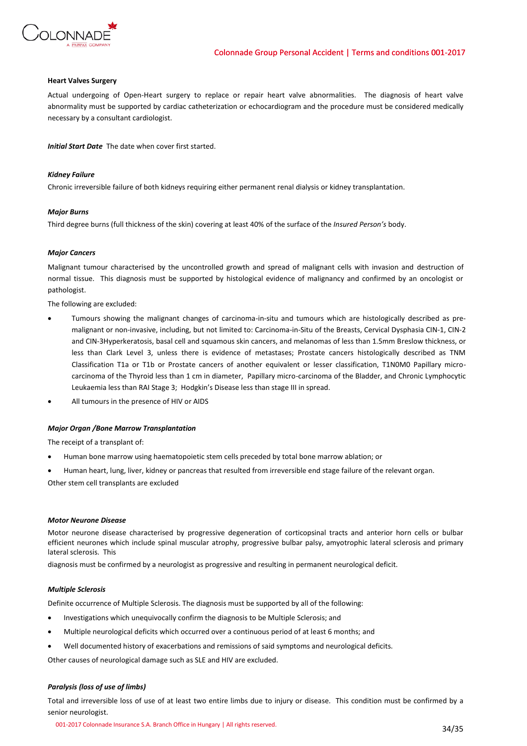**Heart Valves Surgery**

Actual undergoing of Open-Heart surgery to replace or repair heart valve abnormalities. The diagnosis of heart valve abnormality must be supported by cardiac catheterization or echocardiogram and the procedure must be considered medically necessary by a consultant cardiologist.

***Initial Start Date*** The date when cover first started.

***Kidney Failure***

Chronic irreversible failure of both kidneys requiring either permanent renal dialysis or kidney transplantation.

***Major Burns***

Third degree burns (full thickness of the skin) covering at least 40% of the surface of the *Insured Person's* body.

***Major Cancers***

Malignant tumour characterised by the uncontrolled growth and spread of malignant cells with invasion and destruction of normal tissue. This diagnosis must be supported by histological evidence of malignancy and confirmed by an oncologist or pathologist.

The following are excluded:

- Tumours showing the malignant changes of carcinoma-in-situ and tumours which are histologically described as pre-malignant or non-invasive, including, but not limited to: Carcinoma-in-Situ of the Breasts, Cervical Dysphasia CIN-1, CIN-2 and CIN-3Hyperkeratosis, basal cell and squamous skin cancers, and melanomas of less than 1.5mm Breslow thickness, or less than Clark Level 3, unless there is evidence of metastases; Prostate cancers histologically described as TNM Classification T1a or T1b or Prostate cancers of another equivalent or lesser classification, T1N0M0 Papillary micro-carcinoma of the Thyroid less than 1 cm in diameter, Papillary micro-carcinoma of the Bladder, and Chronic Lymphocytic Leukaemia less than RAI Stage 3; Hodgkin's Disease less than stage III in spread.
- All tumours in the presence of HIV or AIDS

***Major Organ /Bone Marrow Transplantation***

The receipt of a transplant of:

- Human bone marrow using haematopoietic stem cells preceded by total bone marrow ablation; or
- Human heart, lung, liver, kidney or pancreas that resulted from irreversible end stage failure of the relevant organ.

Other stem cell transplants are excluded

***Motor Neurone Disease***

Motor neurone disease characterised by progressive degeneration of corticopsinal tracts and anterior horn cells or bulbar efficient neurones which include spinal muscular atrophy, progressive bulbar palsy, amyotrophic lateral sclerosis and primary lateral sclerosis. This

diagnosis must be confirmed by a neurologist as progressive and resulting in permanent neurological deficit.

***Multiple Sclerosis***

Definite occurrence of Multiple Sclerosis. The diagnosis must be supported by all of the following:

- Investigations which unequivocally confirm the diagnosis to be Multiple Sclerosis; and
- Multiple neurological deficits which occurred over a continuous period of at least 6 months; and
- Well documented history of exacerbations and remissions of said symptoms and neurological deficits.

Other causes of neurological damage such as SLE and HIV are excluded.

***Paralysis (loss of use of limbs)***

Total and irreversible loss of use of at least two entire limbs due to injury or disease. This condition must be confirmed by a senior neurologist.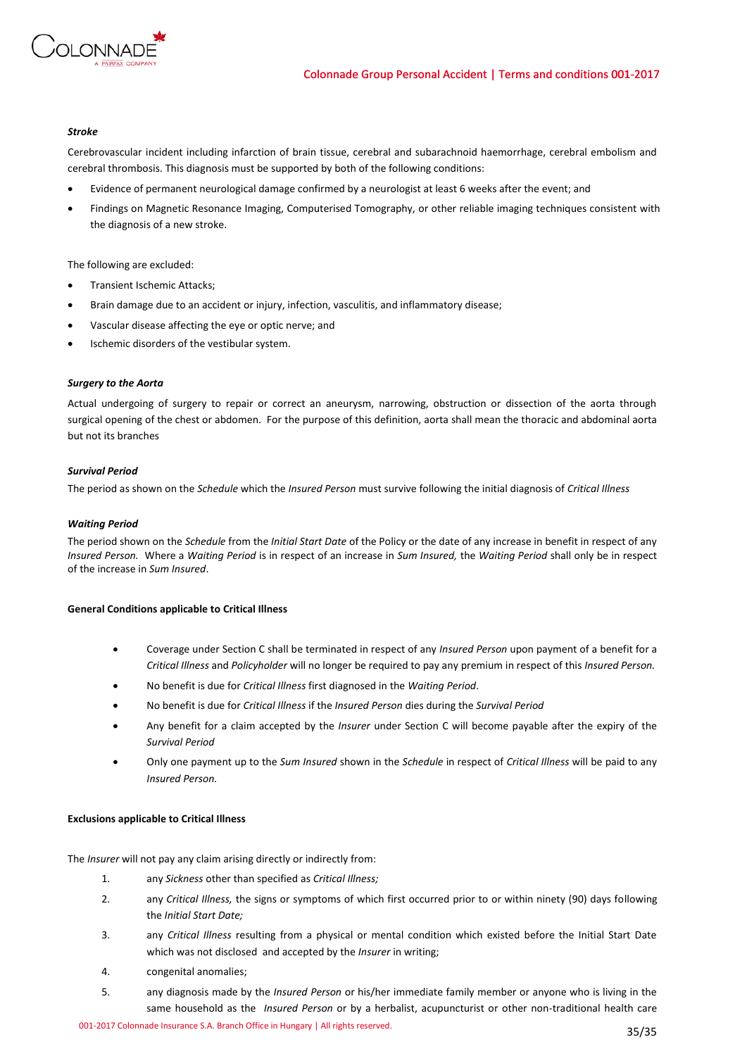***Stroke***

Cerebrovascular incident including infarction of brain tissue, cerebral and subarachnoid haemorrhage, cerebral embolism and cerebral thrombosis. This diagnosis must be supported by both of the following conditions:

- Evidence of permanent neurological damage confirmed by a neurologist at least 6 weeks after the event; and
- Findings on Magnetic Resonance Imaging, Computerised Tomography, or other reliable imaging techniques consistent with the diagnosis of a new stroke.

The following are excluded:

- Transient Ischemic Attacks;
- Brain damage due to an accident or injury, infection, vasculitis, and inflammatory disease;
- Vascular disease affecting the eye or optic nerve; and
- Ischemic disorders of the vestibular system.

***Surgery to the Aorta***

Actual undergoing of surgery to repair or correct an aneurysm, narrowing, obstruction or dissection of the aorta through surgical opening of the chest or abdomen. For the purpose of this definition, aorta shall mean the thoracic and abdominal aorta but not its branches

***Survival Period***

The period as shown on the *Schedule* which the *Insured Person* must survive following the initial diagnosis of *Critical Illness*

***Waiting Period***

The period shown on the *Schedule* from the *Initial Start Date* of the Policy or the date of any increase in benefit in respect of any *Insured Person.* Where a *Waiting Period* is in respect of an increase in *Sum Insured,* the *Waiting Period* shall only be in respect of the increase in *Sum Insured*.

**General Conditions applicable to Critical Illness**

- Coverage under Section C shall be terminated in respect of any *Insured Person* upon payment of a benefit for a *Critical Illness* and *Policyholder* will no longer be required to pay any premium in respect of this *Insured Person.*
- No benefit is due for *Critical Illness* first diagnosed in the *Waiting Period*.
- No benefit is due for *Critical Illness* if the *Insured Person* dies during the *Survival Period*
- Any benefit for a claim accepted by the *Insurer* under Section C will become payable after the expiry of the *Survival Period*
- Only one payment up to the *Sum Insured* shown in the *Schedule* in respect of *Critical Illness* will be paid to any *Insured Person.*

**Exclusions applicable to Critical Illness**

The *Insurer* will not pay any claim arising directly or indirectly from:

1. any *Sickness* other than specified as *Critical Illness;*
2. any *Critical Illness,* the signs or symptoms of which first occurred prior to or within ninety (90) days following the *Initial Start Date;*
3. any *Critical Illness* resulting from a physical or mental condition which existed before the Initial Start Date which was not disclosed and accepted by the *Insurer* in writing;
4. congenital anomalies;
5. any diagnosis made by the *Insured Person* or his/her immediate family member or anyone who is living in the same household as the *Insured Person* or by a herbalist, acupuncturist or other non-traditional health care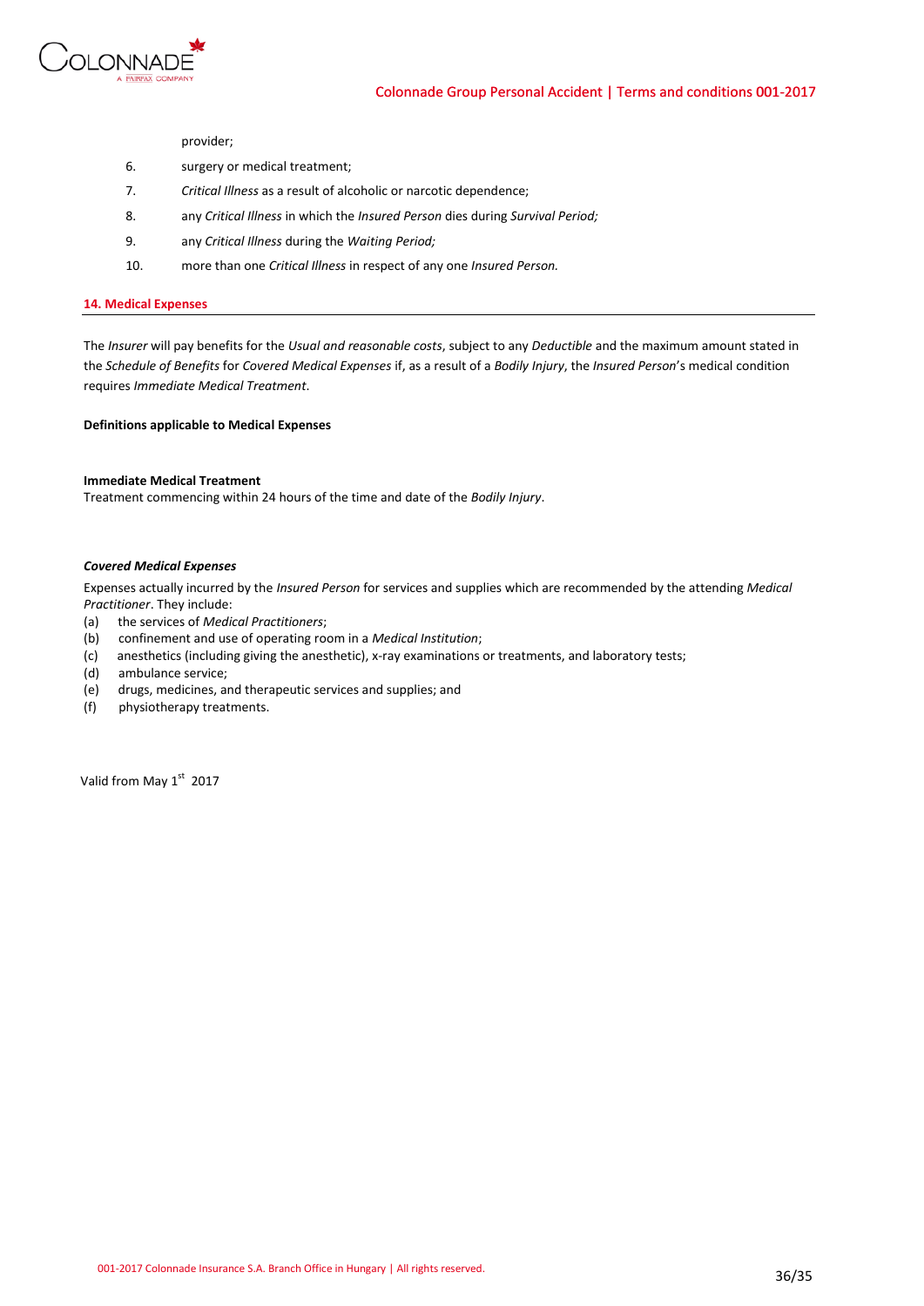provider;

6. surgery or medical treatment;
7. *Critical Illness* as a result of alcoholic or narcotic dependence;
8. any *Critical Illness* in which the *Insured Person* dies during *Survival Period;*
9. any *Critical Illness* during the *Waiting Period;*
10. more than one *Critical Illness* in respect of any one *Insured Person.*

## 14. Medical Expenses

The *Insurer* will pay benefits for the *Usual and reasonable costs*, subject to any *Deductible* and the maximum amount stated in the *Schedule of Benefits* for *Covered Medical Expenses* if, as a result of a *Bodily Injury*, the *Insured Person*'s medical condition requires *Immediate Medical Treatment*.

**Definitions applicable to Medical Expenses**

**Immediate Medical Treatment**
Treatment commencing within 24 hours of the time and date of the *Bodily Injury*.

***Covered Medical Expenses***

Expenses actually incurred by the *Insured Person* for services and supplies which are recommended by the attending *Medical Practitioner*. They include:

(a) the services of *Medical Practitioners*;
(b) confinement and use of operating room in a *Medical Institution*;
(c) anesthetics (including giving the anesthetic), x-ray examinations or treatments, and laboratory tests;
(d) ambulance service;
(e) drugs, medicines, and therapeutic services and supplies; and
(f) physiotherapy treatments.

Valid from May 1st 2017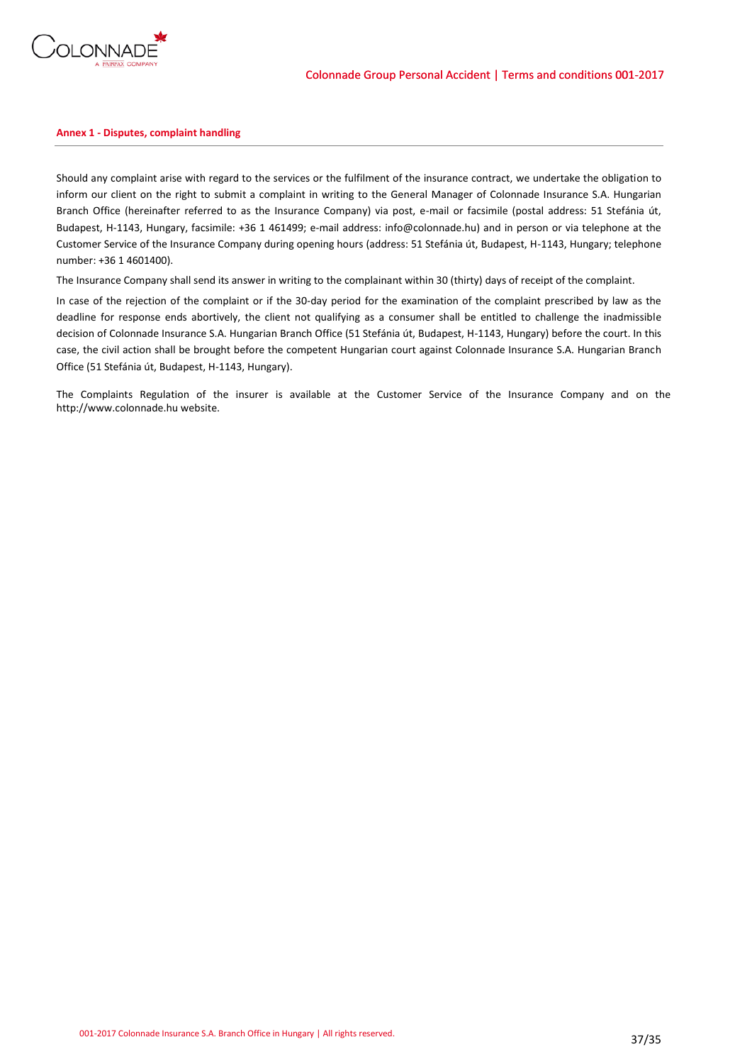## Annex 1 - Disputes, complaint handling

Should any complaint arise with regard to the services or the fulfilment of the insurance contract, we undertake the obligation to inform our client on the right to submit a complaint in writing to the General Manager of Colonnade Insurance S.A. Hungarian Branch Office (hereinafter referred to as the Insurance Company) via post, e-mail or facsimile (postal address: 51 Stefánia út, Budapest, H-1143, Hungary, facsimile: +36 1 461499; e-mail address: info@colonnade.hu) and in person or via telephone at the Customer Service of the Insurance Company during opening hours (address: 51 Stefánia út, Budapest, H-1143, Hungary; telephone number: +36 1 4601400).

The Insurance Company shall send its answer in writing to the complainant within 30 (thirty) days of receipt of the complaint.

In case of the rejection of the complaint or if the 30-day period for the examination of the complaint prescribed by law as the deadline for response ends abortively, the client not qualifying as a consumer shall be entitled to challenge the inadmissible decision of Colonnade Insurance S.A. Hungarian Branch Office (51 Stefánia út, Budapest, H-1143, Hungary) before the court. In this case, the civil action shall be brought before the competent Hungarian court against Colonnade Insurance S.A. Hungarian Branch Office (51 Stefánia út, Budapest, H-1143, Hungary).

The Complaints Regulation of the insurer is available at the Customer Service of the Insurance Company and on the http://www.colonnade.hu website.